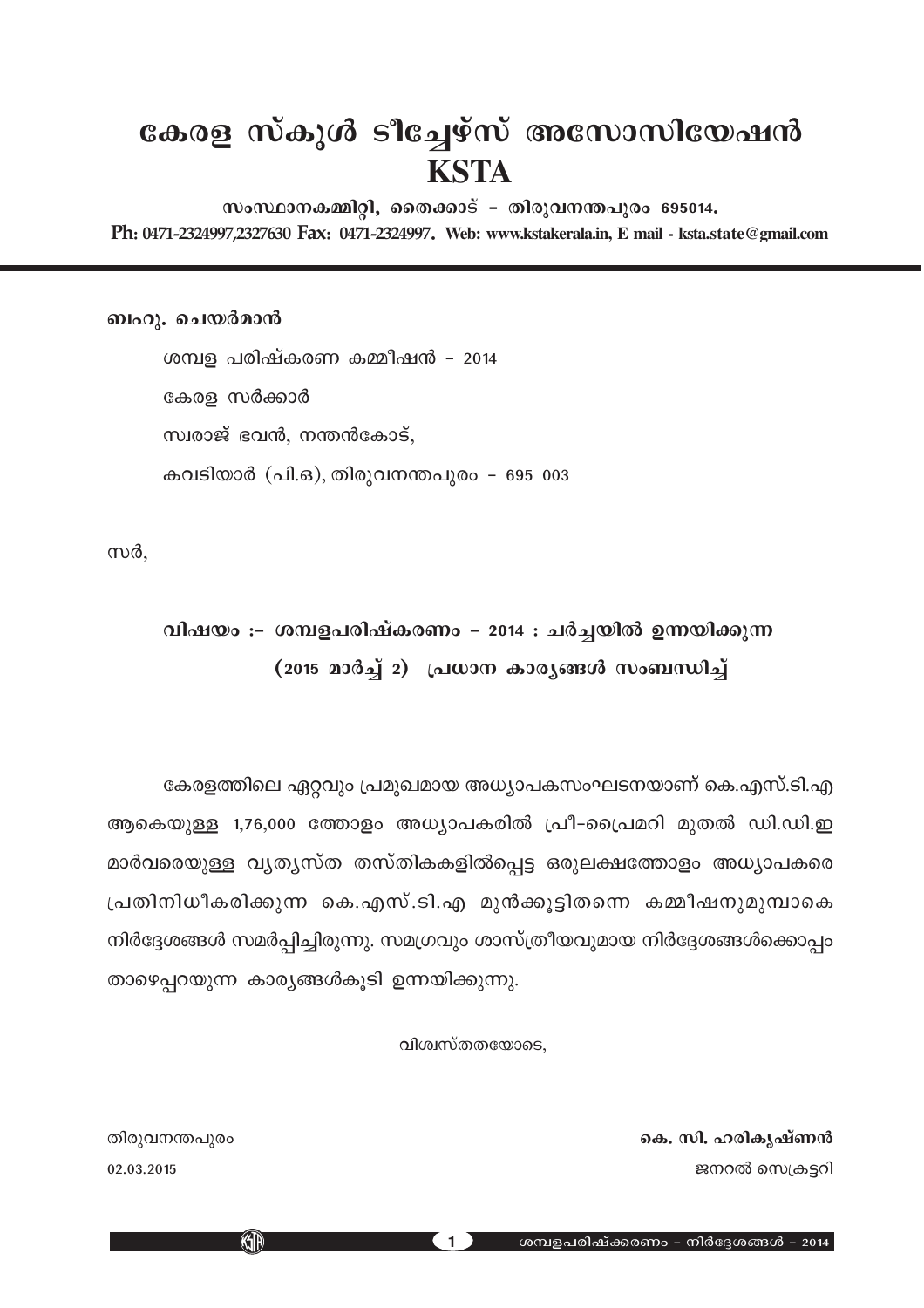# കേരള സ്കൂൾ ടീച്ചേഴ്സ് അസോസിയേഷൻ
# KSTA

**സംസ്ഥാനകമ്മിറ്റി, തൈക്കാട് - തിരുവനന്തപുരം 695014.**

**Ph: 0471-2324997,2327630 Fax: 0471-2324997. Web: www.kstakerala.in, E mail - ksta.state@gmail.com**

---

**ബഹു. ചെയർമാൻ**

ശമ്പള പരിഷ്കരണ കമ്മീഷൻ - 2014

കേരള സർക്കാർ

സ്വരാജ് ഭവൻ, നന്തൻകോട്,

കവടിയാർ (പി.ഒ), തിരുവനന്തപുരം - 695 003

സർ,

**വിഷയം :- ശമ്പളപരിഷ്കരണം - 2014 : ചർച്ചയിൽ ഉന്നയിക്കുന്ന (2015 മാർച്ച് 2) പ്രധാന കാര്യങ്ങൾ സംബന്ധിച്ച്**

കേരളത്തിലെ ഏറ്റവും പ്രമുഖമായ അധ്യാപകസംഘടനയാണ് കെ.എസ്.ടി.എ ആകെയുള്ള 1,76,000 ത്തോളം അധ്യാപകരിൽ പ്രീ-പ്രൈമറി മുതൽ ഡി.ഡി.ഇ മാർവരെയുള്ള വ്യത്യസ്ത തസ്തികകളിൽപ്പെട്ട ഒരുലക്ഷത്തോളം അധ്യാപകരെ പ്രതിനിധീകരിക്കുന്ന കെ.എസ്.ടി.എ മുൻക്കൂട്ടിതന്നെ കമ്മീഷനുമുമ്പാകെ നിർദ്ദേശങ്ങൾ സമർപ്പിച്ചിരുന്നു. സമഗ്രവും ശാസ്ത്രീയവുമായ നിർദ്ദേശങ്ങൾക്കൊപ്പം താഴെപ്പറയുന്ന കാര്യങ്ങൾകൂടി ഉന്നയിക്കുന്നു.

വിശ്വസ്തതയോടെ,

തിരുവനന്തപുരം
02.03.2015

**കെ. സി. ഹരികൃഷ്ണൻ**
ജനറൽ സെക്രട്ടറി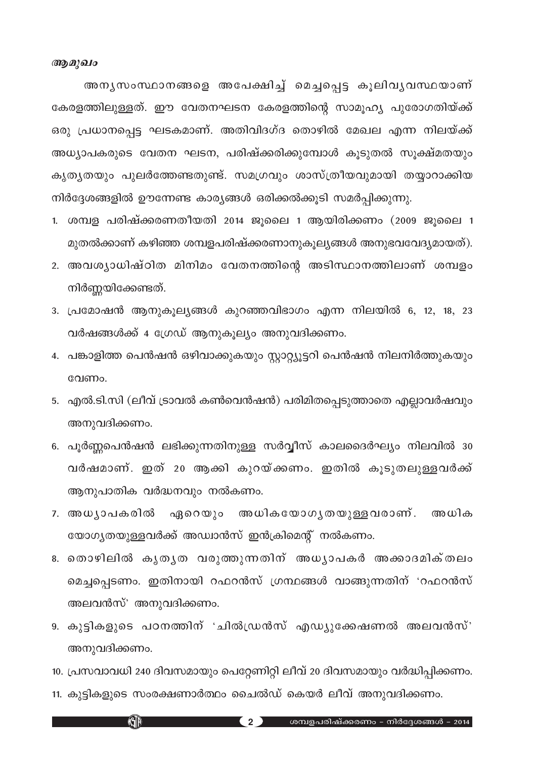*ആമുഖം*

അന്യസംസ്ഥാനങ്ങളെ അപേക്ഷിച്ച് മെച്ചപ്പെട്ട കൂലിവ്യവസ്ഥയാണ് കേരളത്തിലുള്ളത്. ഈ വേതനഘടന കേരളത്തിന്റെ സാമൂഹ്യ പുരോഗതിയ്ക്ക് ഒരു പ്രധാനപ്പെട്ട ഘടകമാണ്. അതിവിദഗ്ദ തൊഴിൽ മേഖല എന്ന നിലയ്ക്ക് അധ്യാപകരുടെ വേതന ഘടന, പരിഷ്ക്കരിക്കുമ്പോൾ കൂടുതൽ സൂക്ഷ്മതയും കൃത്യതയും പുലർത്തേണ്ടതുണ്ട്. സമഗ്രവും ശാസ്ത്രീയവുമായി തയ്യാറാക്കിയ നിർദ്ദേശങ്ങളിൽ ഊന്നേണ്ട കാര്യങ്ങൾ ഒരിക്കൽക്കൂടി സമർപ്പിക്കുന്നു.

1. ശമ്പള പരിഷ്ക്കരണതീയതി 2014 ജൂലൈ 1 ആയിരിക്കണം (2009 ജൂലൈ 1 മുതൽക്കാണ് കഴിഞ്ഞ ശമ്പളപരിഷ്ക്കരണാനുകൂല്യങ്ങൾ അനുഭവവേദ്യമായത്).
2. അവശ്യാധിഷ്ഠിത മിനിമം വേതനത്തിന്റെ അടിസ്ഥാനത്തിലാണ് ശമ്പളം നിർണ്ണയിക്കേണ്ടത്.
3. പ്രമോഷൻ ആനുകൂല്യങ്ങൾ കുറഞ്ഞവിഭാഗം എന്ന നിലയിൽ 6, 12, 18, 23 വർഷങ്ങൾക്ക് 4 ഗ്രേഡ് ആനുകൂല്യം അനുവദിക്കണം.
4. പങ്കാളിത്ത പെൻഷൻ ഒഴിവാക്കുകയും സ്റ്റാറ്റ്യൂട്ടറി പെൻഷൻ നിലനിർത്തുകയും വേണം.
5. എൽ.ടി.സി (ലീവ് ട്രാവൽ കൺവെൻഷൻ) പരിമിതപ്പെടുത്താതെ എല്ലാവർഷവും അനുവദിക്കണം.
6. പൂർണ്ണപെൻഷൻ ലഭിക്കുന്നതിനുള്ള സർവ്വീസ് കാലദൈർഘ്യം നിലവിൽ 30 വർഷമാണ്. ഇത് 20 ആക്കി കുറയ്ക്കണം. ഇതിൽ കൂടുതലുള്ളവർക്ക് ആനുപാതിക വർദ്ധനവും നൽകണം.
7. അധ്യാപകരിൽ ഏറെയും അധികയോഗ്യതയുള്ളവരാണ്. അധിക യോഗ്യതയുള്ളവർക്ക് അഡ്വാൻസ് ഇൻക്രിമെന്റ് നൽകണം.
8. തൊഴിലിൽ കൃത്യത വരുത്തുന്നതിന് അധ്യാപകർ അക്കാദമിക് തലം മെച്ചപ്പെടണം. ഇതിനായി റഫറൻസ് ഗ്രന്ഥങ്ങൾ വാങ്ങുന്നതിന് 'റഫറൻസ് അലവൻസ്' അനുവദിക്കണം.
9. കുട്ടികളുടെ പഠനത്തിന് 'ചിൽഡ്രൻസ് എഡ്യുക്കേഷണൽ അലവൻസ്' അനുവദിക്കണം.
10. പ്രസവാവധി 240 ദിവസമായും പെറ്റേണിറ്റി ലീവ് 20 ദിവസമായും വർദ്ധിപ്പിക്കണം.
11. കുട്ടികളുടെ സംരക്ഷണാർത്ഥം ചൈൽഡ് കെയർ ലീവ് അനുവദിക്കണം.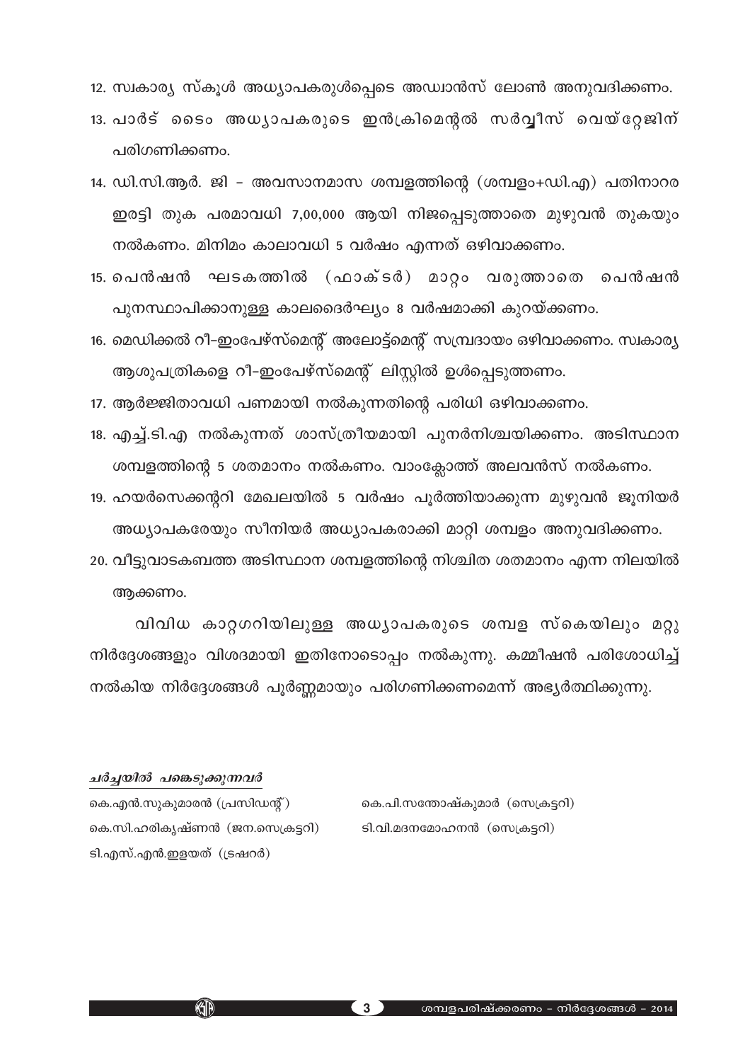12. സ്വകാര്യ സ്കൂൾ അധ്യാപകരുൾപ്പെടെ അഡ്വാൻസ് ലോൺ അനുവദിക്കണം.
13. പാർട് ടൈം അധ്യാപകരുടെ ഇൻക്രിമെന്റൽ സർവ്വീസ് വെയ്റ്റേജിന് പരിഗണിക്കണം.
14. ഡി.സി.ആർ. ജി – അവസാനമാസ ശമ്പളത്തിന്റെ (ശമ്പളം+ഡി.എ) പതിനാറര ഇരട്ടി തുക പരമാവധി 7,00,000 ആയി നിജപ്പെടുത്താതെ മുഴുവൻ തുകയും നൽകണം. മിനിമം കാലാവധി 5 വർഷം എന്നത് ഒഴിവാക്കണം.
15. പെൻഷൻ ഘടകത്തിൽ (ഫാക്ടർ) മാറ്റം വരുത്താതെ പെൻഷൻ പുനസ്ഥാപിക്കാനുള്ള കാലദൈർഘ്യം 8 വർഷമാക്കി കുറയ്ക്കണം.
16. മെഡിക്കൽ റീ–ഇംപേഴ്സ്മെന്റ് അലോട്ട്മെന്റ് സമ്പ്രദായം ഒഴിവാക്കണം. സ്വകാര്യ ആശുപത്രികളെ റീ–ഇംപേഴ്സ്മെന്റ് ലിസ്റ്റിൽ ഉൾപ്പെടുത്തണം.
17. ആർജ്ജിതാവധി പണമായി നൽകുന്നതിന്റെ പരിധി ഒഴിവാക്കണം.
18. എച്ച്.ടി.എ നൽകുന്നത് ശാസ്ത്രീയമായി പുനർനിശ്ചയിക്കണം. അടിസ്ഥാന ശമ്പളത്തിന്റെ 5 ശതമാനം നൽകണം. വാംക്ലോത്ത് അലവൻസ് നൽകണം.
19. ഹയർസെക്കന്ററി മേഖലയിൽ 5 വർഷം പൂർത്തിയാക്കുന്ന മുഴുവൻ ജൂനിയർ അധ്യാപകരേയും സീനിയർ അധ്യാപകരാക്കി മാറ്റി ശമ്പളം അനുവദിക്കണം.
20. വീട്ടുവാടകബത്ത അടിസ്ഥാന ശമ്പളത്തിന്റെ നിശ്ചിത ശതമാനം എന്ന നിലയിൽ ആക്കണം.

വിവിധ കാറ്റഗറിയിലുള്ള അധ്യാപകരുടെ ശമ്പള സ്കെയിലും മറ്റു നിർദ്ദേശങ്ങളും വിശദമായി ഇതിനോടൊപ്പം നൽകുന്നു. കമ്മീഷൻ പരിശോധിച്ച് നൽകിയ നിർദ്ദേശങ്ങൾ പൂർണ്ണമായും പരിഗണിക്കണമെന്ന് അഭ്യർത്ഥിക്കുന്നു.

***ചർച്ചയിൽ പങ്കെടുക്കുന്നവർ***

കെ.എൻ.സുകുമാരൻ (പ്രസിഡന്റ്)
കെ.സി.ഹരികൃഷ്ണൻ (ജന.സെക്രട്ടറി)
ടി.എസ്.എൻ.ഇളയത് (ട്രഷറർ)
കെ.പി.സന്തോഷ്കുമാർ (സെക്രട്ടറി)
ടി.വി.മദനമോഹനൻ (സെക്രട്ടറി)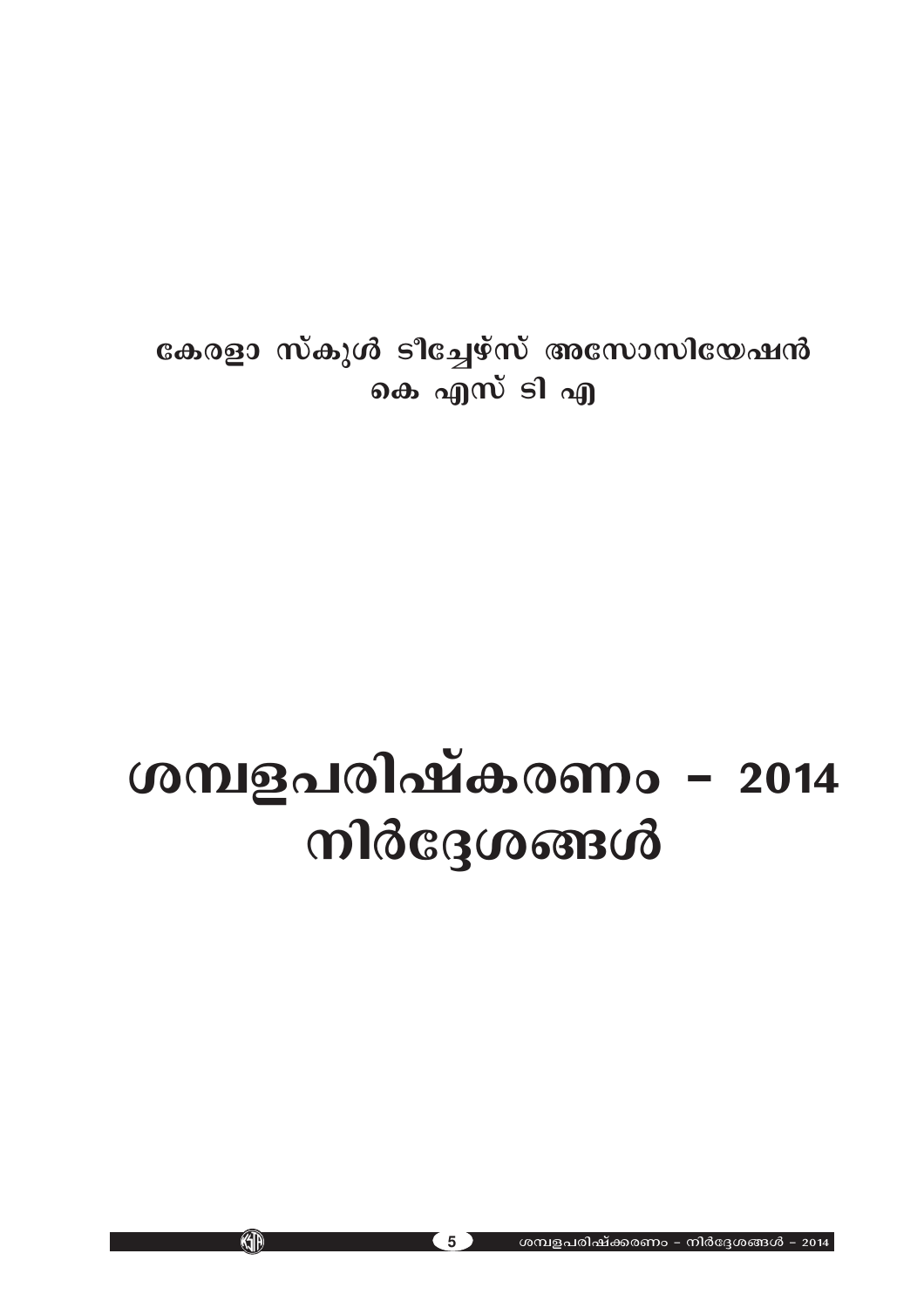കേരളാ സ്കൂൾ ടീച്ചേഴ്സ് അസോസിയേഷൻ
കെ എസ് ടി എ

# ശമ്പളപരിഷ്കരണം – 2014
# നിർദ്ദേശങ്ങൾ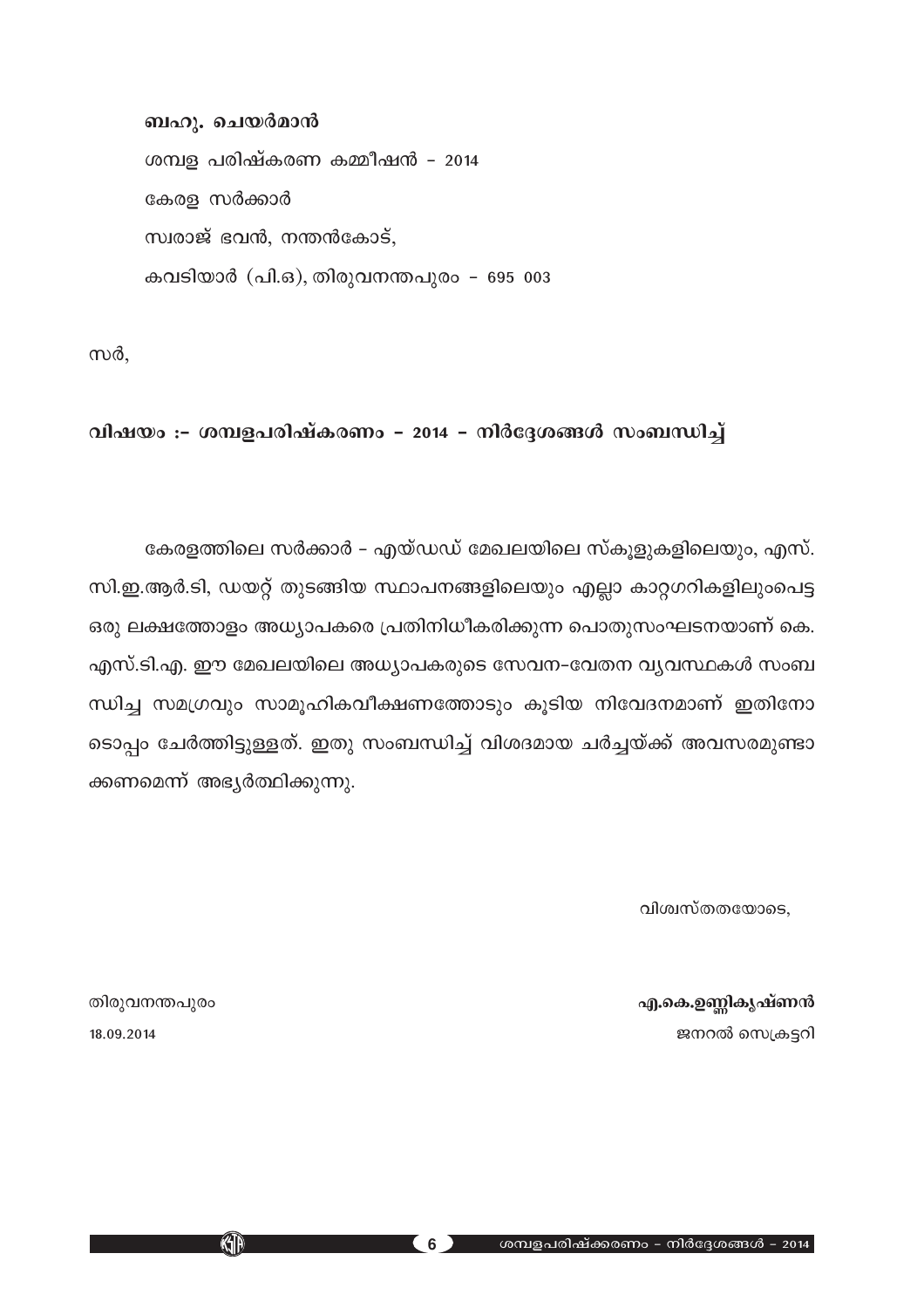**ബഹു. ചെയർമാൻ**

ശമ്പള പരിഷ്കരണ കമ്മീഷൻ - 2014

കേരള സർക്കാർ

സ്വരാജ് ഭവൻ, നന്തൻകോട്,

കവടിയാർ (പി.ഒ), തിരുവനന്തപുരം - 695 003

സർ,

**വിഷയം :- ശമ്പളപരിഷ്കരണം - 2014 - നിർദ്ദേശങ്ങൾ സംബന്ധിച്ച്**

കേരളത്തിലെ സർക്കാർ - എയ്ഡഡ് മേഖലയിലെ സ്കൂളുകളിലെയും, എസ്.സി.ഇ.ആർ.ടി, ഡയറ്റ് തുടങ്ങിയ സ്ഥാപനങ്ങളിലെയും എല്ലാ കാറ്റഗറികളിലുംപെട്ട ഒരു ലക്ഷത്തോളം അധ്യാപകരെ പ്രതിനിധീകരിക്കുന്ന പൊതുസംഘടനയാണ് കെ.എസ്.ടി.എ. ഈ മേഖലയിലെ അധ്യാപകരുടെ സേവന-വേതന വ്യവസ്ഥകൾ സംബന്ധിച്ച സമഗ്രവും സാമൂഹികവീക്ഷണത്തോടും കൂടിയ നിവേദനമാണ് ഇതിനോടൊപ്പം ചേർത്തിട്ടുള്ളത്. ഇതു സംബന്ധിച്ച് വിശദമായ ചർച്ചയ്ക്ക് അവസരമുണ്ടാക്കണമെന്ന് അഭ്യർത്ഥിക്കുന്നു.

വിശ്വസ്തതയോടെ,

തിരുവനന്തപുരം
18.09.2014

**എ.കെ.ഉണ്ണികൃഷ്ണൻ**
ജനറൽ സെക്രട്ടറി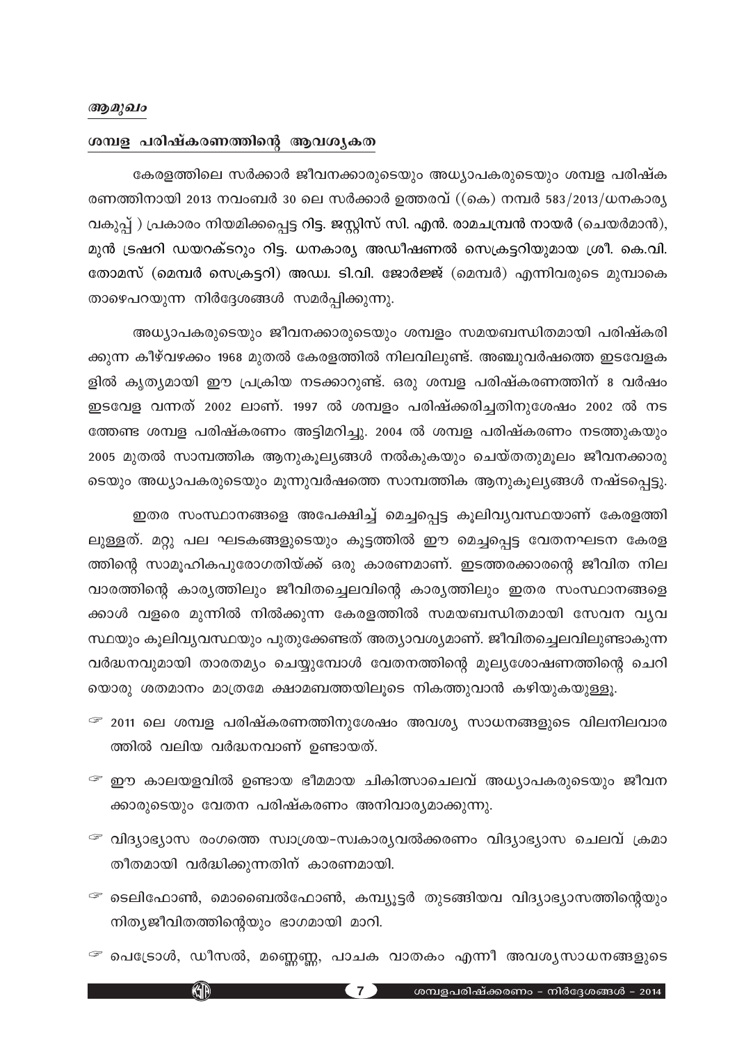*ആമുഖം*

## ശമ്പള പരിഷ്കരണത്തിന്റെ ആവശ്യകത

കേരളത്തിലെ സർക്കാർ ജീവനക്കാരുടെയും അധ്യാപകരുടെയും ശമ്പള പരിഷ്കരണത്തിനായി 2013 നവംബർ 30 ലെ സർക്കാർ ഉത്തരവ് ((കെ) നമ്പർ 583/2013/ധനകാര്യ വകുപ്പ് ) പ്രകാരം നിയമിക്കപ്പെട്ട റിട്ട. ജസ്റ്റിസ് സി. എൻ. രാമചന്ദ്രൻ നായർ (ചെയർമാൻ), മുൻ ട്രഷറി ഡയറക്ടറും റിട്ട. ധനകാര്യ അഡീഷണൽ സെക്രട്ടറിയുമായ ശ്രീ. കെ.വി. തോമസ് (മെമ്പർ സെക്രട്ടറി) അഡ്വ. ടി.വി. ജോർജ്ജ് (മെമ്പർ) എന്നിവരുടെ മുമ്പാകെ താഴെപറയുന്ന നിർദ്ദേശങ്ങൾ സമർപ്പിക്കുന്നു.

അധ്യാപകരുടെയും ജീവനക്കാരുടെയും ശമ്പളം സമയബന്ധിതമായി പരിഷ്കരിക്കുന്ന കീഴ്വഴക്കം 1968 മുതൽ കേരളത്തിൽ നിലവിലുണ്ട്. അഞ്ചുവർഷത്തെ ഇടവേളകളിൽ കൃത്യമായി ഈ പ്രക്രിയ നടക്കാറുണ്ട്. ഒരു ശമ്പള പരിഷ്കരണത്തിന് 8 വർഷം ഇടവേള വന്നത് 2002 ലാണ്. 1997 ൽ ശമ്പളം പരിഷ്ക്കരിച്ചതിനുശേഷം 2002 ൽ നടത്തേണ്ട ശമ്പള പരിഷ്കരണം അട്ടിമറിച്ചു. 2004 ൽ ശമ്പള പരിഷ്കരണം നടത്തുകയും 2005 മുതൽ സാമ്പത്തിക ആനുകൂല്യങ്ങൾ നൽകുകയും ചെയ്തതുമൂലം ജീവനക്കാരുടെയും അധ്യാപകരുടെയും മൂന്നുവർഷത്തെ സാമ്പത്തിക ആനുകൂല്യങ്ങൾ നഷ്ടപ്പെട്ടു.

ഇതര സംസ്ഥാനങ്ങളെ അപേക്ഷിച്ച് മെച്ചപ്പെട്ട കൂലിവ്യവസ്ഥയാണ് കേരളത്തിലുള്ളത്. മറ്റു പല ഘടകങ്ങളുടെയും കൂട്ടത്തിൽ ഈ മെച്ചപ്പെട്ട വേതനഘടന കേരളത്തിന്റെ സാമൂഹികപുരോഗതിയ്ക്ക് ഒരു കാരണമാണ്. ഇടത്തരക്കാരന്റെ ജീവിത നിലവാരത്തിന്റെ കാര്യത്തിലും ജീവിതച്ചെലവിന്റെ കാര്യത്തിലും ഇതര സംസ്ഥാനങ്ങളെക്കാൾ വളരെ മുന്നിൽ നിൽക്കുന്ന കേരളത്തിൽ സമയബന്ധിതമായി സേവന വ്യവസ്ഥയും കൂലിവ്യവസ്ഥയും പുതുക്കേണ്ടത് അത്യാവശ്യമാണ്. ജീവിതച്ചെലവിലുണ്ടാകുന്ന വർദ്ധനവുമായി താരതമ്യം ചെയ്യുമ്പോൾ വേതനത്തിന്റെ മൂല്യശോഷണത്തിന്റെ ചെറിയൊരു ശതമാനം മാത്രമേ ക്ഷാമബത്തയിലൂടെ നികത്തുവാൻ കഴിയുകയുള്ളൂ.

- 2011 ലെ ശമ്പള പരിഷ്കരണത്തിനുശേഷം അവശ്യ സാധനങ്ങളുടെ വിലനിലവാരത്തിൽ വലിയ വർദ്ധനവാണ് ഉണ്ടായത്.
- ഈ കാലയളവിൽ ഉണ്ടായ ഭീമമായ ചികിത്സാചെലവ് അധ്യാപകരുടെയും ജീവനക്കാരുടെയും വേതന പരിഷ്കരണം അനിവാര്യമാക്കുന്നു.
- വിദ്യാഭ്യാസ രംഗത്തെ സ്വാശ്രയ-സ്വകാര്യവൽക്കരണം വിദ്യാഭ്യാസ ചെലവ് ക്രമാതീതമായി വർദ്ധിക്കുന്നതിന് കാരണമായി.
- ടെലിഫോൺ, മൊബൈൽഫോൺ, കമ്പ്യൂട്ടർ തുടങ്ങിയവ വിദ്യാഭ്യാസത്തിന്റെയും നിത്യജീവിതത്തിന്റെയും ഭാഗമായി മാറി.
- പെട്രോൾ, ഡീസൽ, മണ്ണെണ്ണ, പാചക വാതകം എന്നീ അവശ്യസാധനങ്ങളുടെ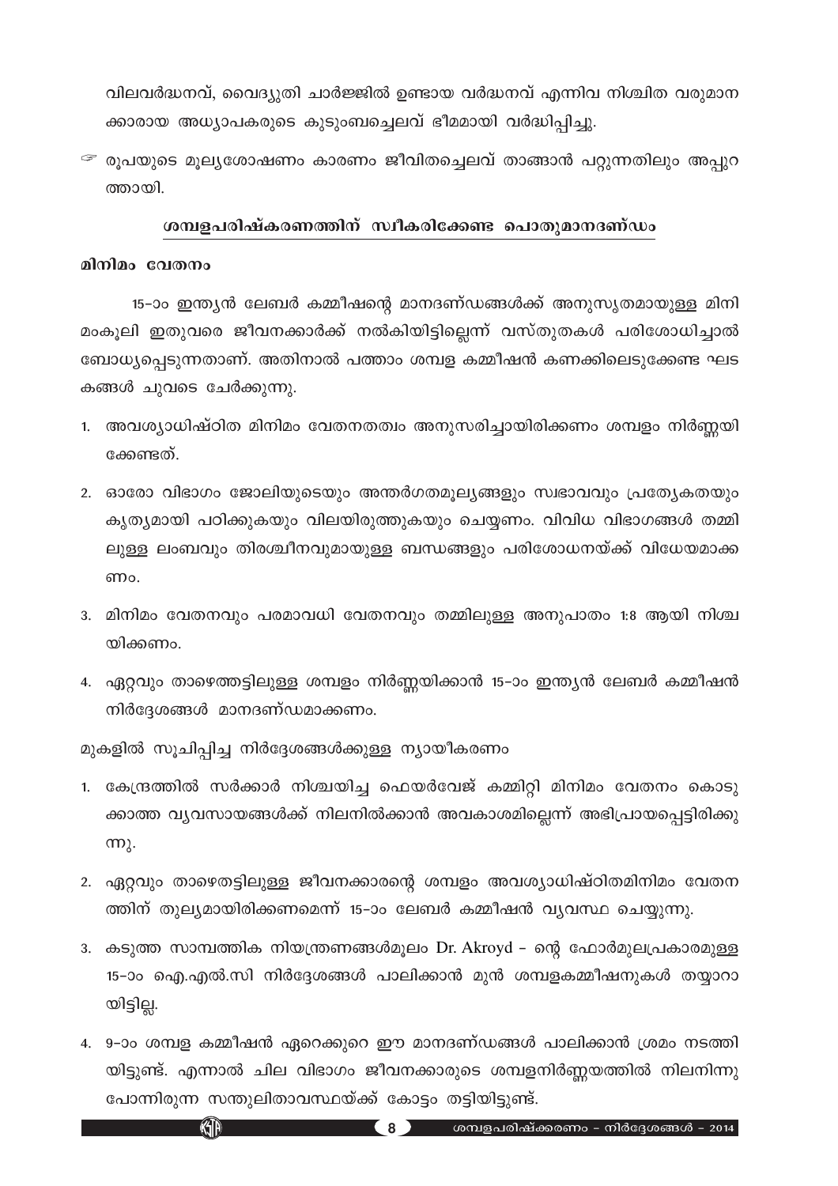വിലവർദ്ധനവ്, വൈദ്യുതി ചാർജ്ജിൽ ഉണ്ടായ വർദ്ധനവ് എന്നിവ നിശ്ചിത വരുമാനക്കാരായ അധ്യാപകരുടെ കുടുംബച്ചെലവ് ഭീമമായി വർദ്ധിപ്പിച്ചു.

☞ രൂപയുടെ മൂല്യശോഷണം കാരണം ജീവിതച്ചെലവ് താങ്ങാൻ പറ്റുന്നതിലും അപ്പുറത്തായി.

## ശമ്പളപരിഷ്കരണത്തിന് സ്വീകരിക്കേണ്ട പൊതുമാനദണ്ഡം

**മിനിമം വേതനം**

15-ാം ഇന്ത്യൻ ലേബർ കമ്മീഷന്റെ മാനദണ്ഡങ്ങൾക്ക് അനുസൃതമായുള്ള മിനിമംകൂലി ഇതുവരെ ജീവനക്കാർക്ക് നൽകിയിട്ടില്ലെന്ന് വസ്തുതകൾ പരിശോധിച്ചാൽ ബോധ്യപ്പെടുന്നതാണ്. അതിനാൽ പത്താം ശമ്പള കമ്മീഷൻ കണക്കിലെടുക്കേണ്ട ഘടകങ്ങൾ ചുവടെ ചേർക്കുന്നു.

1. അവശ്യാധിഷ്ഠിത മിനിമം വേതനതത്വം അനുസരിച്ചായിരിക്കണം ശമ്പളം നിർണ്ണയിക്കേണ്ടത്.
2. ഓരോ വിഭാഗം ജോലിയുടെയും അന്തർഗതമൂല്യങ്ങളും സ്വഭാവവും പ്രത്യേകതയും കൃത്യമായി പഠിക്കുകയും വിലയിരുത്തുകയും ചെയ്യണം. വിവിധ വിഭാഗങ്ങൾ തമ്മിലുള്ള ലംബവും തിരശ്ചീനവുമായുള്ള ബന്ധങ്ങളും പരിശോധനയ്ക്ക് വിധേയമാക്കണം.
3. മിനിമം വേതനവും പരമാവധി വേതനവും തമ്മിലുള്ള അനുപാതം 1:8 ആയി നിശ്ചയിക്കണം.
4. ഏറ്റവും താഴെത്തട്ടിലുള്ള ശമ്പളം നിർണ്ണയിക്കാൻ 15-ാം ഇന്ത്യൻ ലേബർ കമ്മീഷൻ നിർദ്ദേശങ്ങൾ മാനദണ്ഡമാക്കണം.

മുകളിൽ സൂചിപ്പിച്ച നിർദ്ദേശങ്ങൾക്കുള്ള ന്യായീകരണം

1. കേന്ദ്രത്തിൽ സർക്കാർ നിശ്ചയിച്ച ഫെയർവേജ് കമ്മിറ്റി മിനിമം വേതനം കൊടുക്കാത്ത വ്യവസായങ്ങൾക്ക് നിലനിൽക്കാൻ അവകാശമില്ലെന്ന് അഭിപ്രായപ്പെട്ടിരിക്കുന്നു.
2. ഏറ്റവും താഴെതട്ടിലുള്ള ജീവനക്കാരന്റെ ശമ്പളം അവശ്യാധിഷ്ഠിതമിനിമം വേതനത്തിന് തുല്യമായിരിക്കണമെന്ന് 15-ാം ലേബർ കമ്മീഷൻ വ്യവസ്ഥ ചെയ്യുന്നു.
3. കടുത്ത സാമ്പത്തിക നിയന്ത്രണങ്ങൾമൂലം Dr. Akroyd - ന്റെ ഫോർമുലപ്രകാരമുള്ള 15-ാം ഐ.എൽ.സി നിർദ്ദേശങ്ങൾ പാലിക്കാൻ മുൻ ശമ്പളകമ്മീഷനുകൾ തയ്യാറായിട്ടില്ല.
4. 9-ാം ശമ്പള കമ്മീഷൻ ഏറെക്കുറെ ഈ മാനദണ്ഡങ്ങൾ പാലിക്കാൻ ശ്രമം നടത്തിയിട്ടുണ്ട്. എന്നാൽ ചില വിഭാഗം ജീവനക്കാരുടെ ശമ്പളനിർണ്ണയത്തിൽ നിലനിന്നുപോന്നിരുന്ന സന്തുലിതാവസ്ഥയ്ക്ക് കോട്ടം തട്ടിയിട്ടുണ്ട്.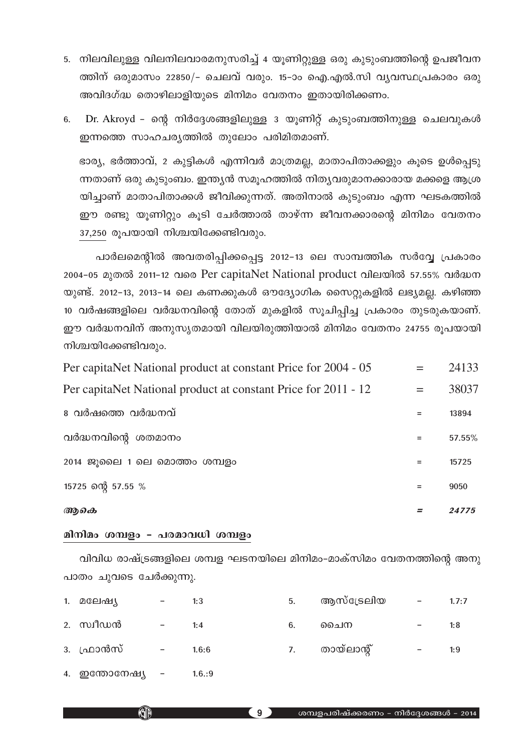5. നിലവിലുള്ള വിലനിലവാരമനുസരിച്ച് 4 യൂണിറ്റുള്ള ഒരു കുടുംബത്തിന്റെ ഉപജീവനത്തിന് ഒരുമാസം 22850/- ചെലവ് വരും. 15-ാം ഐ.എൽ.സി വ്യവസ്ഥപ്രകാരം ഒരു അവിദഗ്ദ്ധ തൊഴിലാളിയുടെ മിനിമം വേതനം ഇതായിരിക്കണം.

6. Dr. Akroyd - ന്റെ നിർദ്ദേശങ്ങളിലുള്ള 3 യൂണിറ്റ് കുടുംബത്തിനുള്ള ചെലവുകൾ ഇന്നത്തെ സാഹചര്യത്തിൽ തുലോം പരിമിതമാണ്.

ഭാര്യ, ഭർത്താവ്, 2 കുട്ടികൾ എന്നിവർ മാത്രമല്ല, മാതാപിതാക്കളും കൂടെ ഉൾപ്പെടുന്നതാണ് ഒരു കുടുംബം. ഇന്ത്യൻ സമൂഹത്തിൽ നിത്യവരുമാനക്കാരായ മക്കളെ ആശ്രയിച്ചാണ് മാതാപിതാക്കൾ ജീവിക്കുന്നത്. അതിനാൽ കുടുംബം എന്ന ഘടകത്തിൽ ഈ രണ്ടു യൂണിറ്റും കൂടി ചേർത്താൽ താഴ്ന്ന ജീവനക്കാരന്റെ മിനിമം വേതനം 37,250 രൂപയായി നിശ്ചയിക്കേണ്ടിവരും.

പാർലമെന്റിൽ അവതരിപ്പിക്കപ്പെട്ട 2012-13 ലെ സാമ്പത്തിക സർവ്വേ പ്രകാരം 2004-05 മുതൽ 2011-12 വരെ Per capitaNet National product വിലയിൽ 57.55% വർദ്ധനയുണ്ട്. 2012-13, 2013-14 ലെ കണക്കുകൾ ഔദ്യോഗിക സൈറ്റുകളിൽ ലഭ്യമല്ല. കഴിഞ്ഞ 10 വർഷങ്ങളിലെ വർദ്ധനവിന്റെ തോത് മുകളിൽ സൂചിപ്പിച്ച പ്രകാരം തുടരുകയാണ്. ഈ വർദ്ധനവിന് അനുസൃതമായി വിലയിരുത്തിയാൽ മിനിമം വേതനം 24755 രൂപയായി നിശ്ചയിക്കേണ്ടിവരും.

| | | |
|---|---|---|
| Per capitaNet National product at constant Price for 2004 - 05 | = | 24133 |
| Per capitaNet National product at constant Price for 2011 - 12 | = | 38037 |
| 8 വർഷത്തെ വർദ്ധനവ് | = | 13894 |
| വർദ്ധനവിന്റെ ശതമാനം | = | 57.55% |
| 2014 ജൂലൈ 1 ലെ മൊത്തം ശമ്പളം | = | 15725 |
| 15725 ന്റെ 57.55 % | = | 9050 |
| *ആകെ* | *=* | *24775* |

**മിനിമം ശമ്പളം - പരമാവധി ശമ്പളം**

വിവിധ രാഷ്ട്രങ്ങളിലെ ശമ്പള ഘടനയിലെ മിനിമം-മാക്സിമം വേതനത്തിന്റെ അനുപാതം ചുവടെ ചേർക്കുന്നു.

1. മലേഷ്യ - 1:3
2. സ്വീഡൻ - 1:4
3. ഫ്രാൻസ് - 1.6:6
4. ഇന്തോനേഷ്യ - 1.6.:9
5. ആസ്ട്രേലിയ - 1.7:7
6. ചൈന - 1:8
7. തായ്‌ലാന്റ് - 1:9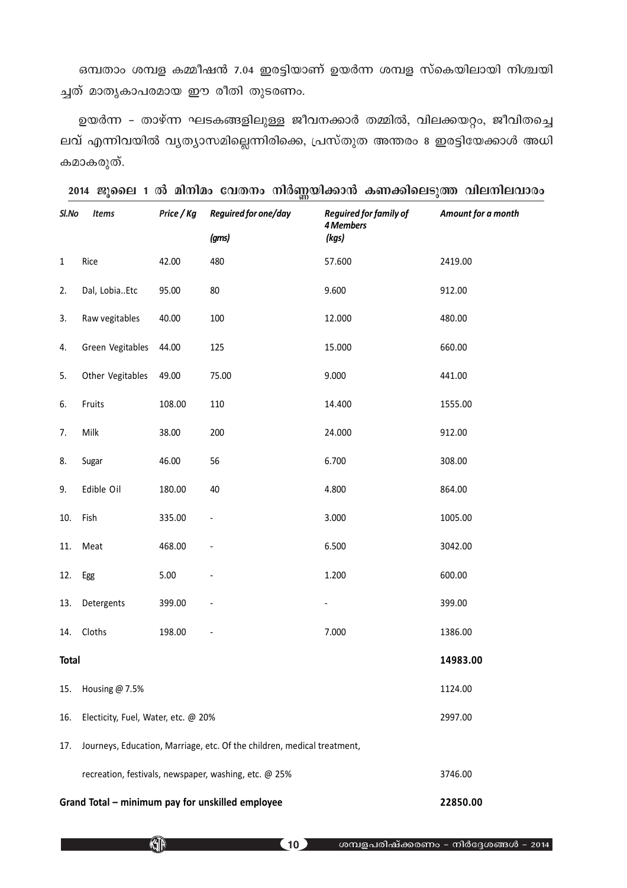ഒമ്പതാം ശമ്പള കമ്മീഷൻ 7.04 ഇരട്ടിയാണ് ഉയർന്ന ശമ്പള സ്കെയിലായി നിശ്ചയിച്ചത് മാതൃകാപരമായ ഈ രീതി തുടരണം.

ഉയർന്ന – താഴ്ന്ന ഘടകങ്ങളിലുള്ള ജീവനക്കാർ തമ്മിൽ, വിലക്കയറ്റം, ജീവിതച്ചെലവ് എന്നിവയിൽ വ്യത്യാസമില്ലെന്നിരിക്കെ, പ്രസ്തുത അന്തരം 8 ഇരട്ടിയേക്കാൾ അധികമാകരുത്.

**2014 ജൂലൈ 1 ൽ മിനിമം വേതനം നിർണ്ണയിക്കാൻ കണക്കിലെടുത്ത വിലനിലവാരം**

| Sl.No | Items | Price / Kg | Reguired for one/day (gms) | Reguired for family of 4 Members (kgs) | Amount for a month |
|---|---|---|---|---|---|
| 1 | Rice | 42.00 | 480 | 57.600 | 2419.00 |
| 2. | Dal, Lobia..Etc | 95.00 | 80 | 9.600 | 912.00 |
| 3. | Raw vegitables | 40.00 | 100 | 12.000 | 480.00 |
| 4. | Green Vegitables | 44.00 | 125 | 15.000 | 660.00 |
| 5. | Other Vegitables | 49.00 | 75.00 | 9.000 | 441.00 |
| 6. | Fruits | 108.00 | 110 | 14.400 | 1555.00 |
| 7. | Milk | 38.00 | 200 | 24.000 | 912.00 |
| 8. | Sugar | 46.00 | 56 | 6.700 | 308.00 |
| 9. | Edible Oil | 180.00 | 40 | 4.800 | 864.00 |
| 10. | Fish | 335.00 | - | 3.000 | 1005.00 |
| 11. | Meat | 468.00 | - | 6.500 | 3042.00 |
| 12. | Egg | 5.00 | - | 1.200 | 600.00 |
| 13. | Detergents | 399.00 | - | - | 399.00 |
| 14. | Cloths | 198.00 | - | 7.000 | 1386.00 |
| **Total** | | | | | **14983.00** |
| 15. | Housing @ 7.5% | | | | 1124.00 |
| 16. | Electicity, Fuel, Water, etc. @ 20% | | | | 2997.00 |
| 17. | Journeys, Education, Marriage, etc. Of the children, medical treatment, recreation, festivals, newspaper, washing, etc. @ 25% | | | | 3746.00 |
| **Grand Total – minimum pay for unskilled employee** | | | | | **22850.00** |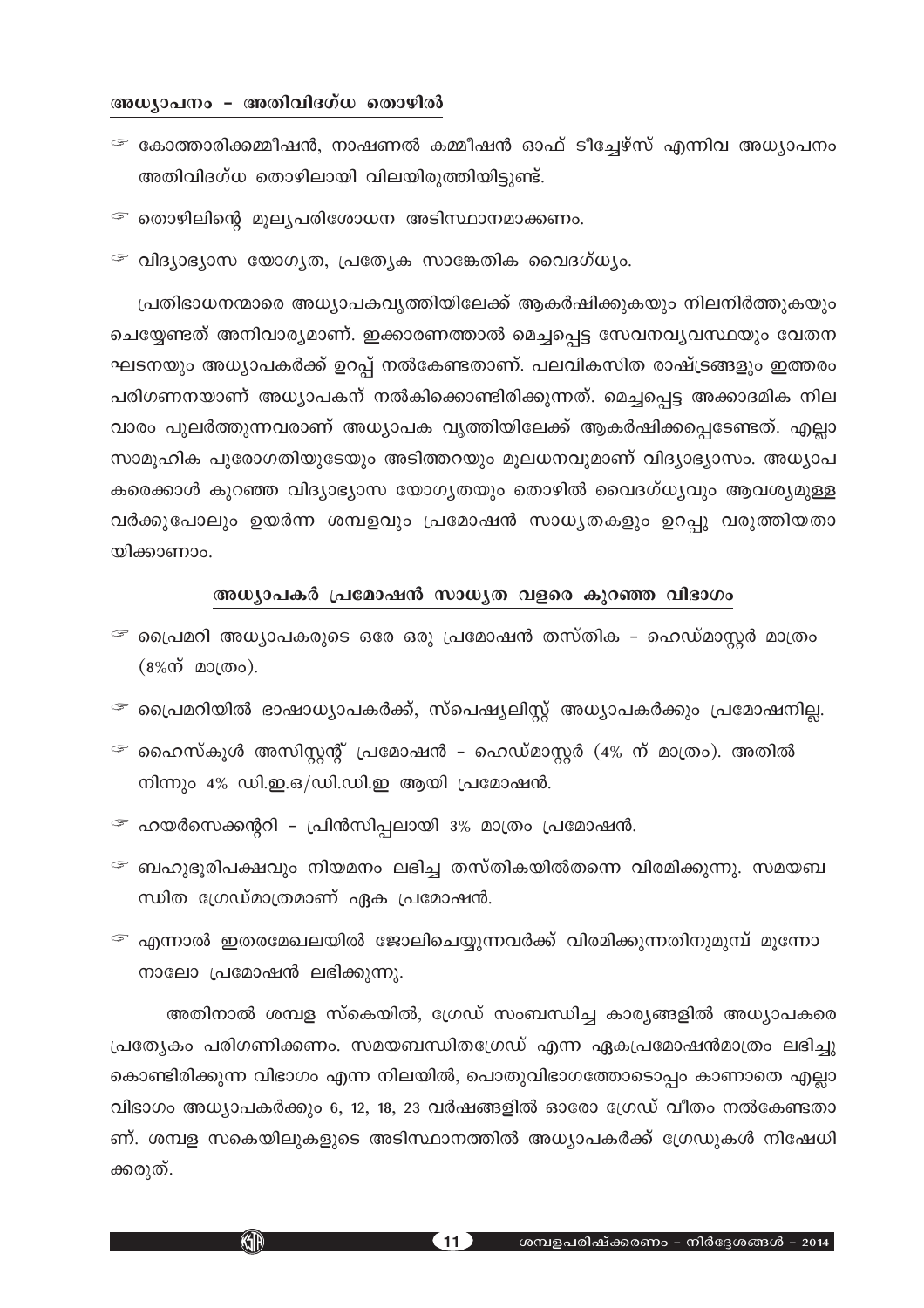**അധ്യാപനം – അതിവിദഗ്ധ തൊഴിൽ**

- ☞ കോത്താരിക്കമ്മീഷൻ, നാഷണൽ കമ്മീഷൻ ഓഫ് ടീച്ചേഴ്സ് എന്നിവ അധ്യാപനം അതിവിദഗ്ധ തൊഴിലായി വിലയിരുത്തിയിട്ടുണ്ട്.
- ☞ തൊഴിലിന്റെ മൂല്യപരിശോധന അടിസ്ഥാനമാക്കണം.
- ☞ വിദ്യാഭ്യാസ യോഗ്യത, പ്രത്യേക സാങ്കേതിക വൈദഗ്ധ്യം.

പ്രതിഭാധനന്മാരെ അധ്യാപകവൃത്തിയിലേക്ക് ആകർഷിക്കുകയും നിലനിർത്തുകയും ചെയ്യേണ്ടത് അനിവാര്യമാണ്. ഇക്കാരണത്താൽ മെച്ചപ്പെട്ട സേവനവ്യവസ്ഥയും വേതന ഘടനയും അധ്യാപകർക്ക് ഉറപ്പ് നൽകേണ്ടതാണ്. പലവികസിത രാഷ്ട്രങ്ങളും ഇത്തരം പരിഗണനയാണ് അധ്യാപകന് നൽകിക്കൊണ്ടിരിക്കുന്നത്. മെച്ചപ്പെട്ട അക്കാദമിക നില വാരം പുലർത്തുന്നവരാണ് അധ്യാപക വൃത്തിയിലേക്ക് ആകർഷിക്കപ്പെടേണ്ടത്. എല്ലാ സാമൂഹിക പുരോഗതിയുടേയും അടിത്തറയും മൂലധനവുമാണ് വിദ്യാഭ്യാസം. അധ്യാപകരെക്കാൾ കുറഞ്ഞ വിദ്യാഭ്യാസ യോഗ്യതയും തൊഴിൽ വൈദഗ്ധ്യവും ആവശ്യമുള്ളവർക്കുപോലും ഉയർന്ന ശമ്പളവും പ്രമോഷൻ സാധ്യതകളും ഉറപ്പു വരുത്തിയതായിക്കാണാം.

**അധ്യാപകർ പ്രമോഷൻ സാധ്യത വളരെ കുറഞ്ഞ വിഭാഗം**

- ☞ പ്രൈമറി അധ്യാപകരുടെ ഒരേ ഒരു പ്രമോഷൻ തസ്തിക – ഹെഡ്മാസ്റ്റർ മാത്രം (8%ന് മാത്രം).
- ☞ പ്രൈമറിയിൽ ഭാഷാധ്യാപകർക്ക്, സ്പെഷ്യലിസ്റ്റ് അധ്യാപകർക്കും പ്രമോഷനില്ല.
- ☞ ഹൈസ്കൂൾ അസിസ്റ്റന്റ് പ്രമോഷൻ – ഹെഡ്മാസ്റ്റർ (4% ന് മാത്രം). അതിൽ നിന്നും 4% ഡി.ഇ.ഒ/ഡി.ഡി.ഇ ആയി പ്രമോഷൻ.
- ☞ ഹയർസെക്കന്ററി – പ്രിൻസിപ്പലായി 3% മാത്രം പ്രമോഷൻ.
- ☞ ബഹുഭൂരിപക്ഷവും നിയമനം ലഭിച്ച തസ്തികയിൽതന്നെ വിരമിക്കുന്നു. സമയബന്ധിത ഗ്രേഡ്മാത്രമാണ് ഏക പ്രമോഷൻ.
- ☞ എന്നാൽ ഇതരമേഖലയിൽ ജോലിചെയ്യുന്നവർക്ക് വിരമിക്കുന്നതിനുമുമ്പ് മൂന്നോ നാലോ പ്രമോഷൻ ലഭിക്കുന്നു.

അതിനാൽ ശമ്പള സ്കെയിൽ, ഗ്രേഡ് സംബന്ധിച്ച കാര്യങ്ങളിൽ അധ്യാപകരെ പ്രത്യേകം പരിഗണിക്കണം. സമയബന്ധിതഗ്രേഡ് എന്ന ഏകപ്രമോഷൻമാത്രം ലഭിച്ചുകൊണ്ടിരിക്കുന്ന വിഭാഗം എന്ന നിലയിൽ, പൊതുവിഭാഗത്തോടൊപ്പം കാണാതെ എല്ലാ വിഭാഗം അധ്യാപകർക്കും 6, 12, 18, 23 വർഷങ്ങളിൽ ഓരോ ഗ്രേഡ് വീതം നൽകേണ്ടതാണ്. ശമ്പള സകെയിലുകളുടെ അടിസ്ഥാനത്തിൽ അധ്യാപകർക്ക് ഗ്രേഡുകൾ നിഷേധിക്കരുത്.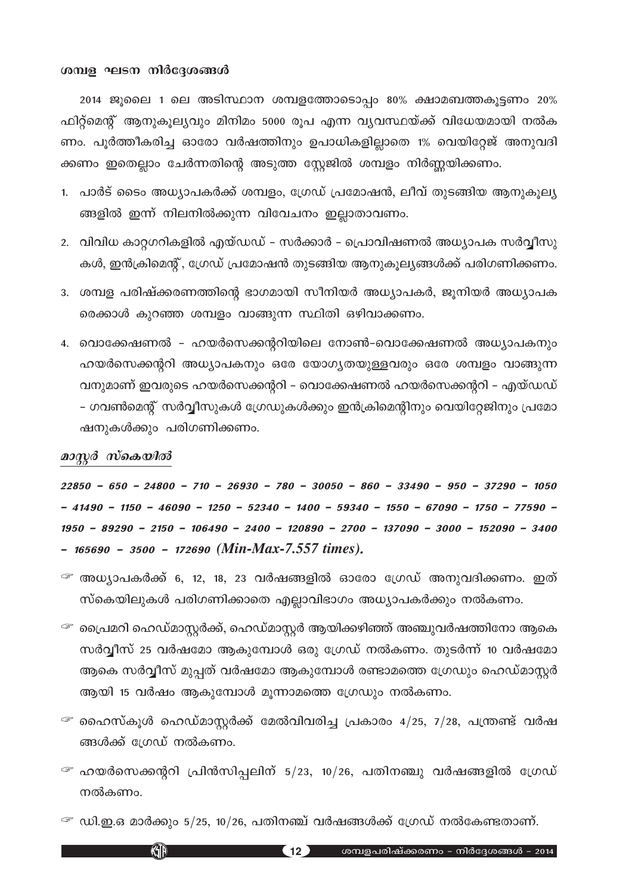#### ശമ്പള ഘടന നിർദ്ദേശങ്ങൾ

2014 ജൂലൈ 1 ലെ അടിസ്ഥാന ശമ്പളത്തോടൊപ്പം 80% ക്ഷാമബത്തകൂട്ടണം 20% ഫിറ്റ്മെന്റ് ആനുകൂല്യവും മിനിമം 5000 രൂപ എന്ന വ്യവസ്ഥയ്ക്ക് വിധേയമായി നൽകണം. പൂർത്തീകരിച്ച ഓരോ വർഷത്തിനും ഉപാധികളില്ലാതെ 1% വെയിറ്റേജ് അനുവദിക്കണം ഇതെല്ലാം ചേർന്നതിന്റെ അടുത്ത സ്റ്റേജിൽ ശമ്പളം നിർണ്ണയിക്കണം.

1. പാർട് ടൈം അധ്യാപകർക്ക് ശമ്പളം, ഗ്രേഡ് പ്രമോഷൻ, ലീവ് തുടങ്ങിയ ആനുകൂല്യങ്ങളിൽ ഇന്ന് നിലനിൽക്കുന്ന വിവേചനം ഇല്ലാതാവണം.
2. വിവിധ കാറ്റഗറികളിൽ എയ്ഡഡ് - സർക്കാർ - പ്രൊവിഷണൽ അധ്യാപക സർവ്വീസുകൾ, ഇൻക്രിമെന്റ്, ഗ്രേഡ് പ്രമോഷൻ തുടങ്ങിയ ആനുകൂല്യങ്ങൾക്ക് പരിഗണിക്കണം.
3. ശമ്പള പരിഷ്ക്കരണത്തിന്റെ ഭാഗമായി സീനിയർ അധ്യാപകർ, ജൂനിയർ അധ്യാപകരെക്കാൾ കുറഞ്ഞ ശമ്പളം വാങ്ങുന്ന സ്ഥിതി ഒഴിവാക്കണം.
4. വൊക്കേഷണൽ - ഹയർസെക്കന്ററിയിലെ നോൺ-വൊക്കേഷണൽ അധ്യാപകനും ഹയർസെക്കന്ററി അധ്യാപകനും ഒരേ യോഗ്യതയുള്ളവരും ഒരേ ശമ്പളം വാങ്ങുന്നവനുമാണ് ഇവരുടെ ഹയർസെക്കന്ററി - വൊക്കേഷണൽ ഹയർസെക്കന്ററി - എയ്ഡഡ് - ഗവൺമെന്റ് സർവ്വീസുകൾ ഗ്രേഡുകൾക്കും ഇൻക്രിമെന്റിനും വെയിറ്റേജിനും പ്രമോഷനുകൾക്കും പരിഗണിക്കണം.

#### *മാസ്റ്റർ സ്കെയിൽ*

***22850 - 650 - 24800 - 710 - 26930 - 780 - 30050 - 860 - 33490 - 950 - 37290 - 1050 - 41490 - 1150 - 46090 - 1250 - 52340 - 1400 - 59340 - 1550 - 67090 - 1750 - 77590 - 1950 - 89290 - 2150 - 106490 - 2400 - 120890 - 2700 - 137090 - 3000 - 152090 - 3400 - 165690 - 3500 - 172690 (Min-Max-7.557 times).***

- ☞ അധ്യാപകർക്ക് 6, 12, 18, 23 വർഷങ്ങളിൽ ഓരോ ഗ്രേഡ് അനുവദിക്കണം. ഇത് സ്കെയിലുകൾ പരിഗണിക്കാതെ എല്ലാവിഭാഗം അധ്യാപകർക്കും നൽകണം.
- ☞ പ്രൈമറി ഹെഡ്മാസ്റ്റർക്ക്, ഹെഡ്മാസ്റ്റർ ആയിക്കഴിഞ്ഞ് അഞ്ചുവർഷത്തിനോ ആകെ സർവ്വീസ് 25 വർഷമോ ആകുമ്പോൾ ഒരു ഗ്രേഡ് നൽകണം. തുടർന്ന് 10 വർഷമോ ആകെ സർവ്വീസ് മുപ്പത് വർഷമോ ആകുമ്പോൾ രണ്ടാമത്തെ ഗ്രേഡും ഹെഡ്മാസ്റ്റർ ആയി 15 വർഷം ആകുമ്പോൾ മൂന്നാമത്തെ ഗ്രേഡും നൽകണം.
- ☞ ഹൈസ്കൂൾ ഹെഡ്മാസ്റ്റർക്ക് മേൽവിവരിച്ച പ്രകാരം 4/25, 7/28, പന്ത്രണ്ട് വർഷങ്ങൾക്ക് ഗ്രേഡ് നൽകണം.
- ☞ ഹയർസെക്കന്ററി പ്രിൻസിപ്പലിന് 5/23, 10/26, പതിനഞ്ചു വർഷങ്ങളിൽ ഗ്രേഡ് നൽകണം.
- ☞ ഡി.ഇ.ഒ മാർക്കും 5/25, 10/26, പതിനഞ്ച് വർഷങ്ങൾക്ക് ഗ്രേഡ് നൽകേണ്ടതാണ്.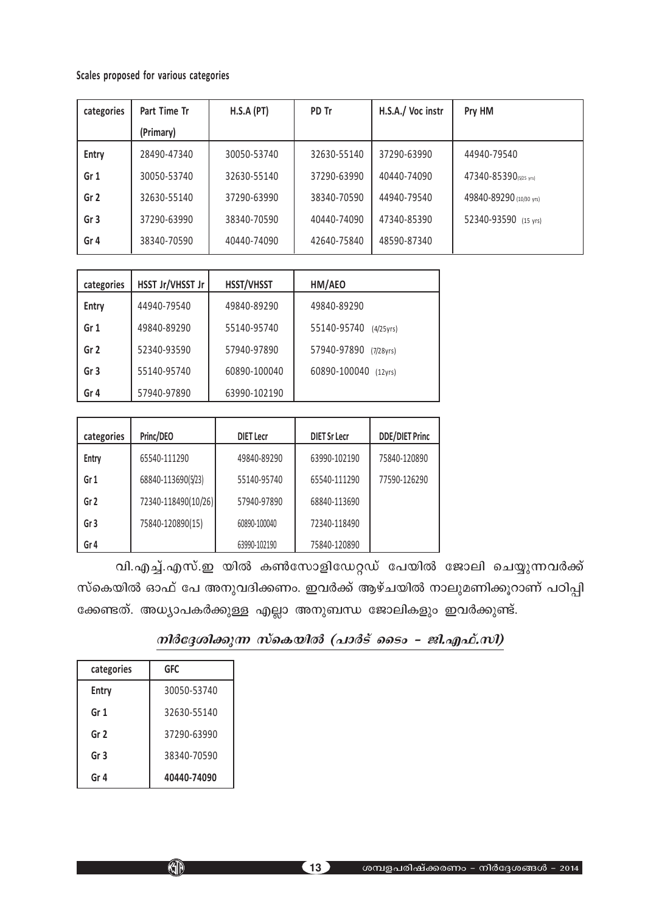**Scales proposed for various categories**

| categories | Part Time Tr (Primary) | H.S.A (PT) | PD Tr | H.S.A./ Voc instr | Pry HM |
|---|---|---|---|---|---|
| Entry | 28490-47340 | 30050-53740 | 32630-55140 | 37290-63990 | 44940-79540 |
| Gr 1 | 30050-53740 | 32630-55140 | 37290-63990 | 40440-74090 | 47340-85390(5/25 yrs) |
| Gr 2 | 32630-55140 | 37290-63990 | 38340-70590 | 44940-79540 | 49840-89290 (10/30 yrs) |
| Gr 3 | 37290-63990 | 38340-70590 | 40440-74090 | 47340-85390 | 52340-93590 (15 yrs) |
| Gr 4 | 38340-70590 | 40440-74090 | 42640-75840 | 48590-87340 | |

| categories | HSST Jr/VHSST Jr | HSST/VHSST | HM/AEO |
|---|---|---|---|
| Entry | 44940-79540 | 49840-89290 | 49840-89290 |
| Gr 1 | 49840-89290 | 55140-95740 | 55140-95740 (4/25yrs) |
| Gr 2 | 52340-93590 | 57940-97890 | 57940-97890 (7/28yrs) |
| Gr 3 | 55140-95740 | 60890-100040 | 60890-100040 (12yrs) |
| Gr 4 | 57940-97890 | 63990-102190 | |

| categories | Princ/DEO | DIET Lecr | DIET Sr Lecr | DDE/DIET Princ |
|---|---|---|---|---|
| Entry | 65540-111290 | 49840-89290 | 63990-102190 | 75840-120890 |
| Gr 1 | 68840-113690(5/23) | 55140-95740 | 65540-111290 | 77590-126290 |
| Gr 2 | 72340-118490(10/26) | 57940-97890 | 68840-113690 | |
| Gr 3 | 75840-120890(15) | 60890-100040 | 72340-118490 | |
| Gr 4 | | 63990-102190 | 75840-120890 | |

വി.എച്ച്.എസ്.ഇ യിൽ കൺസോളിഡേറ്റഡ് പേയിൽ ജോലി ചെയ്യുന്നവർക്ക് സ്കെയിൽ ഓഫ് പേ അനുവദിക്കണം. ഇവർക്ക് ആഴ്ചയിൽ നാലുമണിക്കൂറാണ് പഠിപ്പിക്കേണ്ടത്. അധ്യാപകർക്കുള്ള എല്ലാ അനുബന്ധ ജോലികളും ഇവർക്കുണ്ട്.

***നിർദ്ദേശിക്കുന്ന സ്കെയിൽ (പാർട് ടൈം - ജി.എഫ്.സി)***

| categories | GFC |
|---|---|
| Entry | 30050-53740 |
| Gr 1 | 32630-55140 |
| Gr 2 | 37290-63990 |
| Gr 3 | 38340-70590 |
| Gr 4 | **40440-74090** |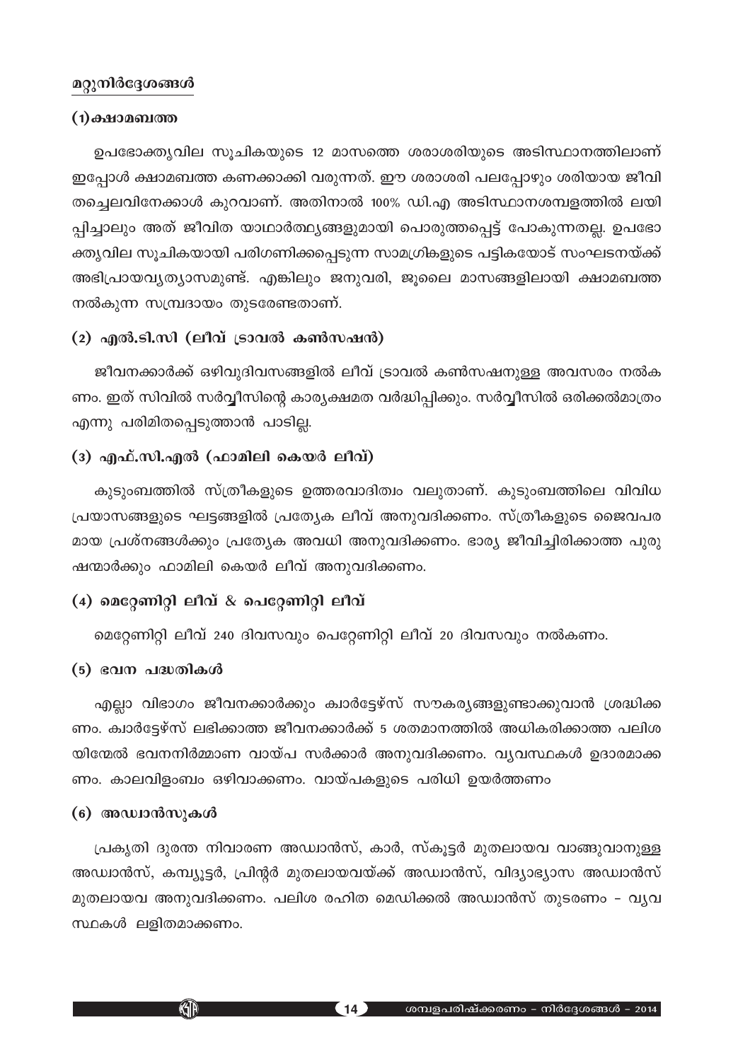## മറ്റുനിർദ്ദേശങ്ങൾ

### (1)ക്ഷാമബത്ത

ഉപഭോക്തൃവില സൂചികയുടെ 12 മാസത്തെ ശരാശരിയുടെ അടിസ്ഥാനത്തിലാണ് ഇപ്പോൾ ക്ഷാമബത്ത കണക്കാക്കി വരുന്നത്. ഈ ശരാശരി പലപ്പോഴും ശരിയായ ജീവിതച്ചെലവിനേക്കാൾ കുറവാണ്. അതിനാൽ 100% ഡി.എ അടിസ്ഥാനശമ്പളത്തിൽ ലയിപ്പിച്ചാലും അത് ജീവിത യാഥാർത്ഥ്യങ്ങളുമായി പൊരുത്തപ്പെട്ട് പോകുന്നതല്ല. ഉപഭോക്തൃവില സൂചികയായി പരിഗണിക്കപ്പെടുന്ന സാമഗ്രികളുടെ പട്ടികയോട് സംഘടനയ്ക്ക് അഭിപ്രായവ്യത്യാസമുണ്ട്. എങ്കിലും ജനുവരി, ജൂലൈ മാസങ്ങളിലായി ക്ഷാമബത്ത നൽകുന്ന സമ്പ്രദായം തുടരേണ്ടതാണ്.

### (2) എൽ.ടി.സി (ലീവ് ട്രാവൽ കൺസഷൻ)

ജീവനക്കാർക്ക് ഒഴിവുദിവസങ്ങളിൽ ലീവ് ട്രാവൽ കൺസഷനുള്ള അവസരം നൽകണം. ഇത് സിവിൽ സർവ്വീസിന്റെ കാര്യക്ഷമത വർദ്ധിപ്പിക്കും. സർവ്വീസിൽ ഒരിക്കൽമാത്രം എന്നു പരിമിതപ്പെടുത്താൻ പാടില്ല.

### (3) എഫ്.സി.എൽ (ഫാമിലി കെയർ ലീവ്)

കുടുംബത്തിൽ സ്ത്രീകളുടെ ഉത്തരവാദിത്വം വലുതാണ്. കുടുംബത്തിലെ വിവിധ പ്രയാസങ്ങളുടെ ഘട്ടങ്ങളിൽ പ്രത്യേക ലീവ് അനുവദിക്കണം. സ്ത്രീകളുടെ ജൈവപരമായ പ്രശ്നങ്ങൾക്കും പ്രത്യേക അവധി അനുവദിക്കണം. ഭാര്യ ജീവിച്ചിരിക്കാത്ത പുരുഷന്മാർക്കും ഫാമിലി കെയർ ലീവ് അനുവദിക്കണം.

### (4) മെറ്റേണിറ്റി ലീവ് & പെറ്റേണിറ്റി ലീവ്

മെറ്റേണിറ്റി ലീവ് 240 ദിവസവും പെറ്റേണിറ്റി ലീവ് 20 ദിവസവും നൽകണം.

### (5) ഭവന പദ്ധതികൾ

എല്ലാ വിഭാഗം ജീവനക്കാർക്കും ക്വാർട്ടേഴ്സ് സൗകര്യങ്ങളുണ്ടാക്കുവാൻ ശ്രദ്ധിക്കണം. ക്വാർട്ടേഴ്സ് ലഭിക്കാത്ത ജീവനക്കാർക്ക് 5 ശതമാനത്തിൽ അധികരിക്കാത്ത പലിശയിന്മേൽ ഭവനനിർമ്മാണ വായ്പ സർക്കാർ അനുവദിക്കണം. വ്യവസ്ഥകൾ ഉദാരമാക്കണം. കാലവിളംബം ഒഴിവാക്കണം. വായ്പകളുടെ പരിധി ഉയർത്തണം

### (6) അഡ്വാൻസുകൾ

പ്രകൃതി ദുരന്ത നിവാരണ അഡ്വാൻസ്, കാർ, സ്കൂട്ടർ മുതലായവ വാങ്ങുവാനുള്ള അഡ്വാൻസ്, കമ്പ്യൂട്ടർ, പ്രിന്റർ മുതലായവയ്ക്ക് അഡ്വാൻസ്, വിദ്യാഭ്യാസ അഡ്വാൻസ് മുതലായവ അനുവദിക്കണം. പലിശ രഹിത മെഡിക്കൽ അഡ്വാൻസ് തുടരണം - വ്യവസ്ഥകൾ ലളിതമാക്കണം.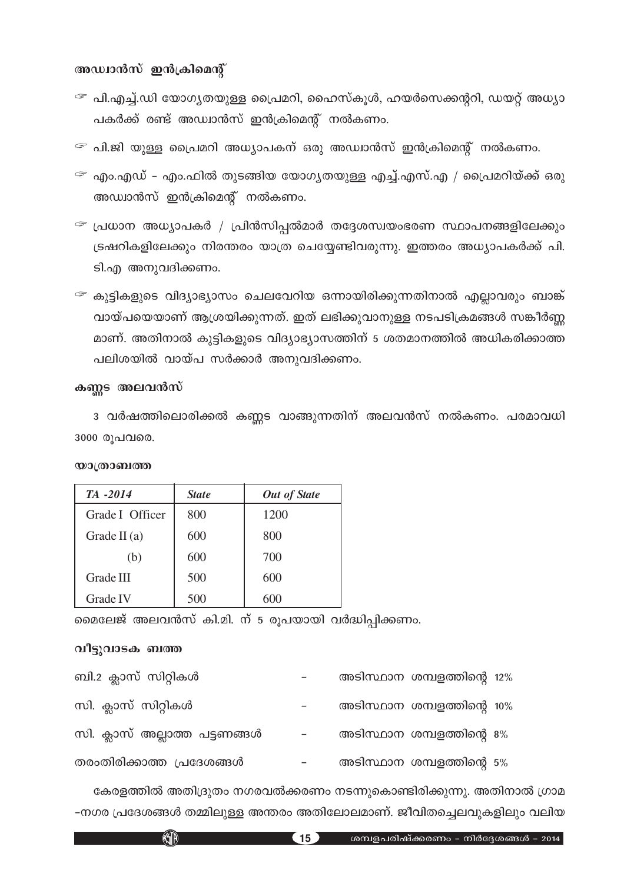### അഡ്വാൻസ് ഇൻക്രിമെന്റ്

- പി.എച്ച്.ഡി യോഗ്യതയുള്ള പ്രൈമറി, ഹൈസ്കൂൾ, ഹയർസെക്കന്ററി, ഡയറ്റ് അധ്യാപകർക്ക് രണ്ട് അഡ്വാൻസ് ഇൻക്രിമെന്റ് നൽകണം.
- പി.ജി യുള്ള പ്രൈമറി അധ്യാപകന് ഒരു അഡ്വാൻസ് ഇൻക്രിമെന്റ് നൽകണം.
- എം.എഡ് - എം.ഫിൽ തുടങ്ങിയ യോഗ്യതയുള്ള എച്ച്.എസ്.എ / പ്രൈമറിയ്ക്ക് ഒരു അഡ്വാൻസ് ഇൻക്രിമെന്റ് നൽകണം.
- പ്രധാന അധ്യാപകർ / പ്രിൻസിപ്പൽമാർ തദ്ദേശസ്വയംഭരണ സ്ഥാപനങ്ങളിലേക്കും ട്രഷറികളിലേക്കും നിരന്തരം യാത്ര ചെയ്യേണ്ടിവരുന്നു. ഇത്തരം അധ്യാപകർക്ക് പി.ടി.എ അനുവദിക്കണം.
- കുട്ടികളുടെ വിദ്യാഭ്യാസം ചെലവേറിയ ഒന്നായിരിക്കുന്നതിനാൽ എല്ലാവരും ബാങ്ക് വായ്പയെയാണ് ആശ്രയിക്കുന്നത്. ഇത് ലഭിക്കുവാനുള്ള നടപടിക്രമങ്ങൾ സങ്കീർണ്ണമാണ്. അതിനാൽ കുട്ടികളുടെ വിദ്യാഭ്യാസത്തിന് 5 ശതമാനത്തിൽ അധികരിക്കാത്ത പലിശയിൽ വായ്പ സർക്കാർ അനുവദിക്കണം.

### കണ്ണട അലവൻസ്

3 വർഷത്തിലൊരിക്കൽ കണ്ണട വാങ്ങുന്നതിന് അലവൻസ് നൽകണം. പരമാവധി 3000 രൂപവരെ.

### യാത്രാബത്ത

| *TA -2014* | *State* | *Out of State* |
|---|---|---|
| Grade I Officer | 800 | 1200 |
| Grade II (a) | 600 | 800 |
| (b) | 600 | 700 |
| Grade III | 500 | 600 |
| Grade IV | 500 | 600 |

മൈലേജ് അലവൻസ് കി.മി. ന് 5 രൂപയായി വർദ്ധിപ്പിക്കണം.

### വീട്ടുവാടക ബത്ത

| | | |
|---|---|---|
| ബി.2 ക്ലാസ് സിറ്റികൾ | - | അടിസ്ഥാന ശമ്പളത്തിന്റെ 12% |
| സി. ക്ലാസ് സിറ്റികൾ | - | അടിസ്ഥാന ശമ്പളത്തിന്റെ 10% |
| സി. ക്ലാസ് അല്ലാത്ത പട്ടണങ്ങൾ | - | അടിസ്ഥാന ശമ്പളത്തിന്റെ 8% |
| തരംതിരിക്കാത്ത പ്രദേശങ്ങൾ | - | അടിസ്ഥാന ശമ്പളത്തിന്റെ 5% |

കേരളത്തിൽ അതിദ്രുതം നഗരവൽക്കരണം നടന്നുകൊണ്ടിരിക്കുന്നു. അതിനാൽ ഗ്രാമ -നഗര പ്രദേശങ്ങൾ തമ്മിലുള്ള അന്തരം അതിലോലമാണ്. ജീവിതച്ചെലവുകളിലും വലിയ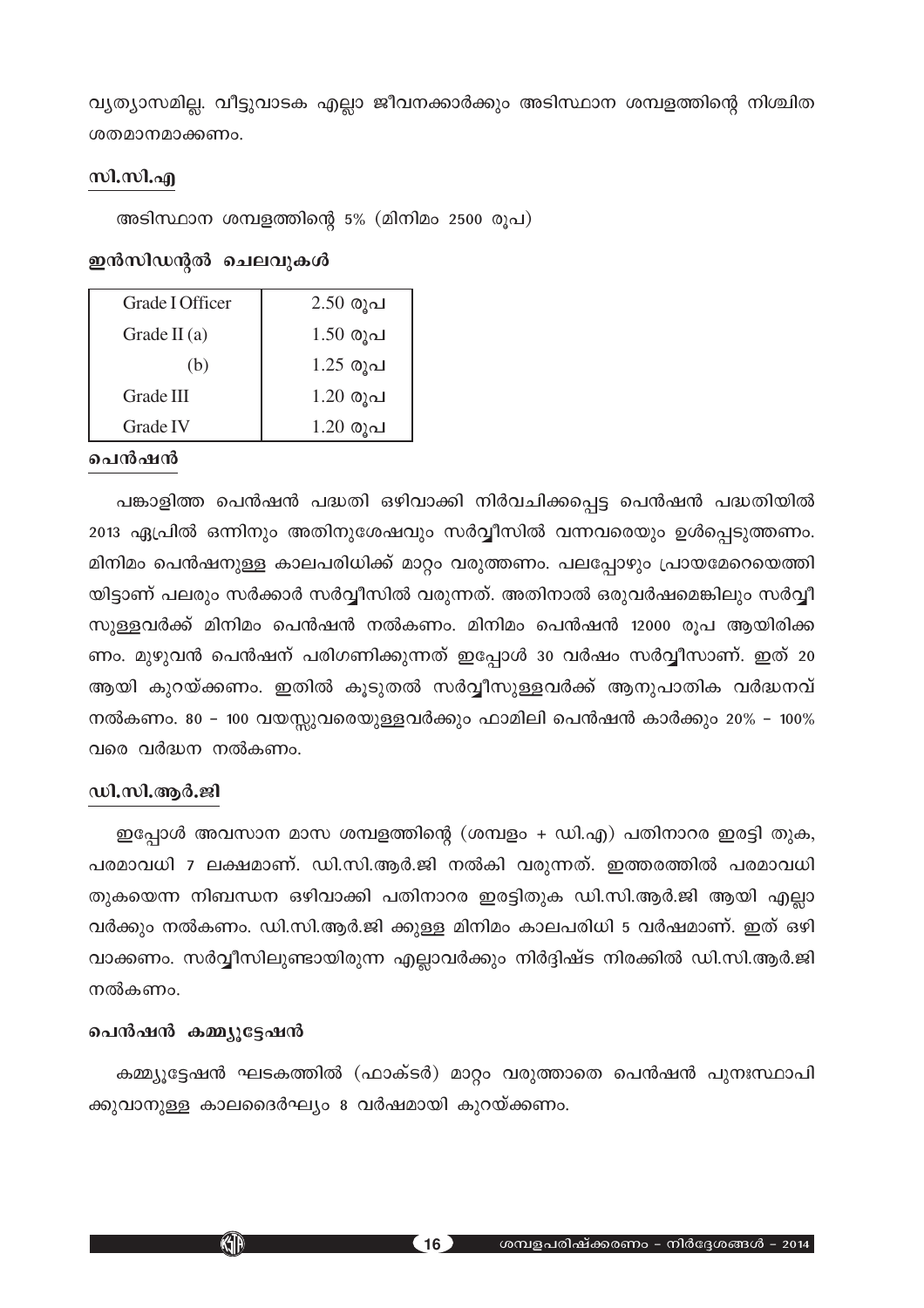വ്യത്യാസമില്ല. വീട്ടുവാടക എല്ലാ ജീവനക്കാർക്കും അടിസ്ഥാന ശമ്പളത്തിന്റെ നിശ്ചിത ശതമാനമാക്കണം.

### സി.സി.എ

അടിസ്ഥാന ശമ്പളത്തിന്റെ 5% (മിനിമം 2500 രൂപ)

### ഇൻസിഡന്റൽ ചെലവുകൾ

| | |
|---|---|
| Grade I Officer | 2.50 രൂപ |
| Grade II (a) | 1.50 രൂപ |
| (b) | 1.25 രൂപ |
| Grade III | 1.20 രൂപ |
| Grade IV | 1.20 രൂപ |

### പെൻഷൻ

പങ്കാളിത്ത പെൻഷൻ പദ്ധതി ഒഴിവാക്കി നിർവചിക്കപ്പെട്ട പെൻഷൻ പദ്ധതിയിൽ 2013 ഏപ്രിൽ ഒന്നിനും അതിനുശേഷവും സർവ്വീസിൽ വന്നവരെയും ഉൾപ്പെടുത്തണം. മിനിമം പെൻഷനുള്ള കാലപരിധിക്ക് മാറ്റം വരുത്തണം. പലപ്പോഴും പ്രായമേറെയെത്തിയിട്ടാണ് പലരും സർക്കാർ സർവ്വീസിൽ വരുന്നത്. അതിനാൽ ഒരുവർഷമെങ്കിലും സർവ്വീസുള്ളവർക്ക് മിനിമം പെൻഷൻ നൽകണം. മിനിമം പെൻഷൻ 12000 രൂപ ആയിരിക്കണം. മുഴുവൻ പെൻഷന് പരിഗണിക്കുന്നത് ഇപ്പോൾ 30 വർഷം സർവ്വീസാണ്. ഇത് 20 ആയി കുറയ്ക്കണം. ഇതിൽ കൂടുതൽ സർവ്വീസുള്ളവർക്ക് ആനുപാതിക വർദ്ധനവ് നൽകണം. 80 – 100 വയസ്സുവരെയുള്ളവർക്കും ഫാമിലി പെൻഷൻ കാർക്കും 20% – 100% വരെ വർദ്ധന നൽകണം.

### ഡി.സി.ആർ.ജി

ഇപ്പോൾ അവസാന മാസ ശമ്പളത്തിന്റെ (ശമ്പളം + ഡി.എ) പതിനാറര ഇരട്ടി തുക, പരമാവധി 7 ലക്ഷമാണ്. ഡി.സി.ആർ.ജി നൽകി വരുന്നത്. ഇത്തരത്തിൽ പരമാവധി തുകയെന്ന നിബന്ധന ഒഴിവാക്കി പതിനാറര ഇരട്ടിതുക ഡി.സി.ആർ.ജി ആയി എല്ലാവർക്കും നൽകണം. ഡി.സി.ആർ.ജി ക്കുള്ള മിനിമം കാലപരിധി 5 വർഷമാണ്. ഇത് ഒഴിവാക്കണം. സർവ്വീസിലുണ്ടായിരുന്ന എല്ലാവർക്കും നിർദ്ദിഷ്ട നിരക്കിൽ ഡി.സി.ആർ.ജി നൽകണം.

### പെൻഷൻ കമ്മ്യൂട്ടേഷൻ

കമ്മ്യൂട്ടേഷൻ ഘടകത്തിൽ (ഫാക്ടർ) മാറ്റം വരുത്താതെ പെൻഷൻ പുനഃസ്ഥാപിക്കുവാനുള്ള കാലദൈർഘ്യം 8 വർഷമായി കുറയ്ക്കണം.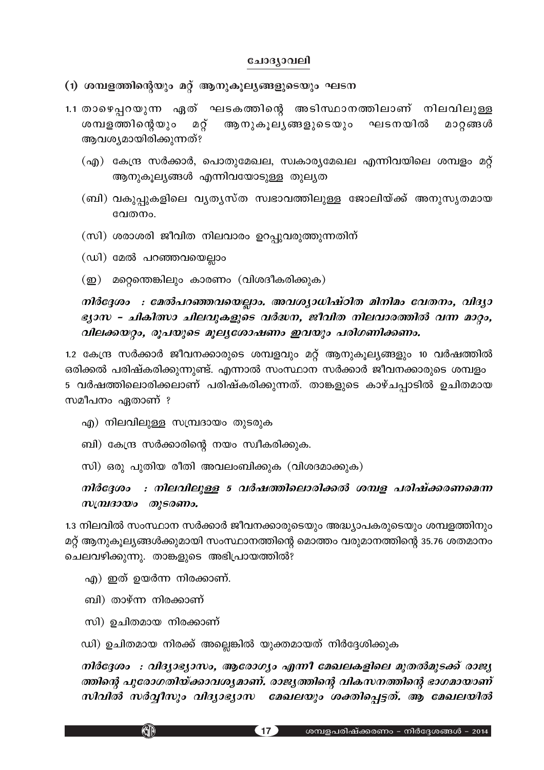## ചോദ്യാവലി

### (1) ശമ്പളത്തിന്റെയും മറ്റ് ആനുകൂല്യങ്ങളുടെയും ഘടന

1.1 താഴെപ്പറയുന്ന ഏത് ഘടകത്തിന്റെ അടിസ്ഥാനത്തിലാണ് നിലവിലുള്ള ശമ്പളത്തിന്റെയും മറ്റ് ആനുകൂല്യങ്ങളുടെയും ഘടനയിൽ മാറ്റങ്ങൾ ആവശ്യമായിരിക്കുന്നത്?

(എ) കേന്ദ്ര സർക്കാർ, പൊതുമേഖല, സ്വകാര്യമേഖല എന്നിവയിലെ ശമ്പളം മറ്റ് ആനുകൂല്യങ്ങൾ എന്നിവയോടുള്ള തുല്യത

(ബി) വകുപ്പുകളിലെ വ്യത്യസ്ത സ്വഭാവത്തിലുള്ള ജോലിയ്ക്ക് അനുസൃതമായ വേതനം.

(സി) ശരാശരി ജീവിത നിലവാരം ഉറപ്പുവരുത്തുന്നതിന്

(ഡി) മേൽ പറഞ്ഞവയെല്ലാം

(ഇ) മറ്റെന്തെങ്കിലും കാരണം (വിശദീകരിക്കുക)

***നിർദ്ദേശം : മേൽപറഞ്ഞവയെല്ലാം. അവശ്യാധിഷ്ഠിത മിനിമം വേതനം, വിദ്യാഭ്യാസ - ചികിത്സാ ചിലവുകളുടെ വർദ്ധന, ജീവിത നിലവാരത്തിൽ വന്ന മാറ്റം, വിലക്കയറ്റം, രൂപയുടെ മൂല്യശോഷണം ഇവയും പരിഗണിക്കണം.***

1.2 കേന്ദ്ര സർക്കാർ ജീവനക്കാരുടെ ശമ്പളവും മറ്റ് ആനുകൂല്യങ്ങളും 10 വർഷത്തിൽ ഒരിക്കൽ പരിഷ്കരിക്കുന്നുണ്ട്. എന്നാൽ സംസ്ഥാന സർക്കാർ ജീവനക്കാരുടെ ശമ്പളം 5 വർഷത്തിലൊരിക്കലാണ് പരിഷ്കരിക്കുന്നത്. താങ്കളുടെ കാഴ്ചപ്പാടിൽ ഉചിതമായ സമീപനം ഏതാണ് ?

എ) നിലവിലുള്ള സമ്പ്രദായം തുടരുക

ബി) കേന്ദ്ര സർക്കാരിന്റെ നയം സ്വീകരിക്കുക.

സി) ഒരു പുതിയ രീതി അവലംബിക്കുക (വിശദമാക്കുക)

***നിർദ്ദേശം : നിലവിലുള്ള 5 വർഷത്തിലൊരിക്കൽ ശമ്പള പരിഷ്ക്കരണമെന്ന സമ്പ്രദായം തുടരണം.***

1.3 നിലവിൽ സംസ്ഥാന സർക്കാർ ജീവനക്കാരുടെയും അദ്ധ്യാപകരുടെയും ശമ്പളത്തിനും മറ്റ് ആനുകൂല്യങ്ങൾക്കുമായി സംസ്ഥാനത്തിന്റെ മൊത്തം വരുമാനത്തിന്റെ 35.76 ശതമാനം ചെലവഴിക്കുന്നു. താങ്കളുടെ അഭിപ്രായത്തിൽ?

എ) ഇത് ഉയർന്ന നിരക്കാണ്.

ബി) താഴ്ന്ന നിരക്കാണ്

സി) ഉചിതമായ നിരക്കാണ്

ഡി) ഉചിതമായ നിരക്ക് അല്ലെങ്കിൽ യുക്തമായത് നിർദ്ദേശിക്കുക

***നിർദ്ദേശം : വിദ്യാഭ്യാസം, ആരോഗ്യം എന്നീ മേഖലകളിലെ മുതൽമുടക്ക് രാജ്യത്തിന്റെ പുരോഗതിയ്ക്കാവശ്യമാണ്. രാജ്യത്തിന്റെ വികസനത്തിന്റെ ഭാഗമായാണ് സിവിൽ സർവ്വീസും വിദ്യാഭ്യാസ മേഖലയും ശക്തിപ്പെട്ടത്. ആ മേഖലയിൽ***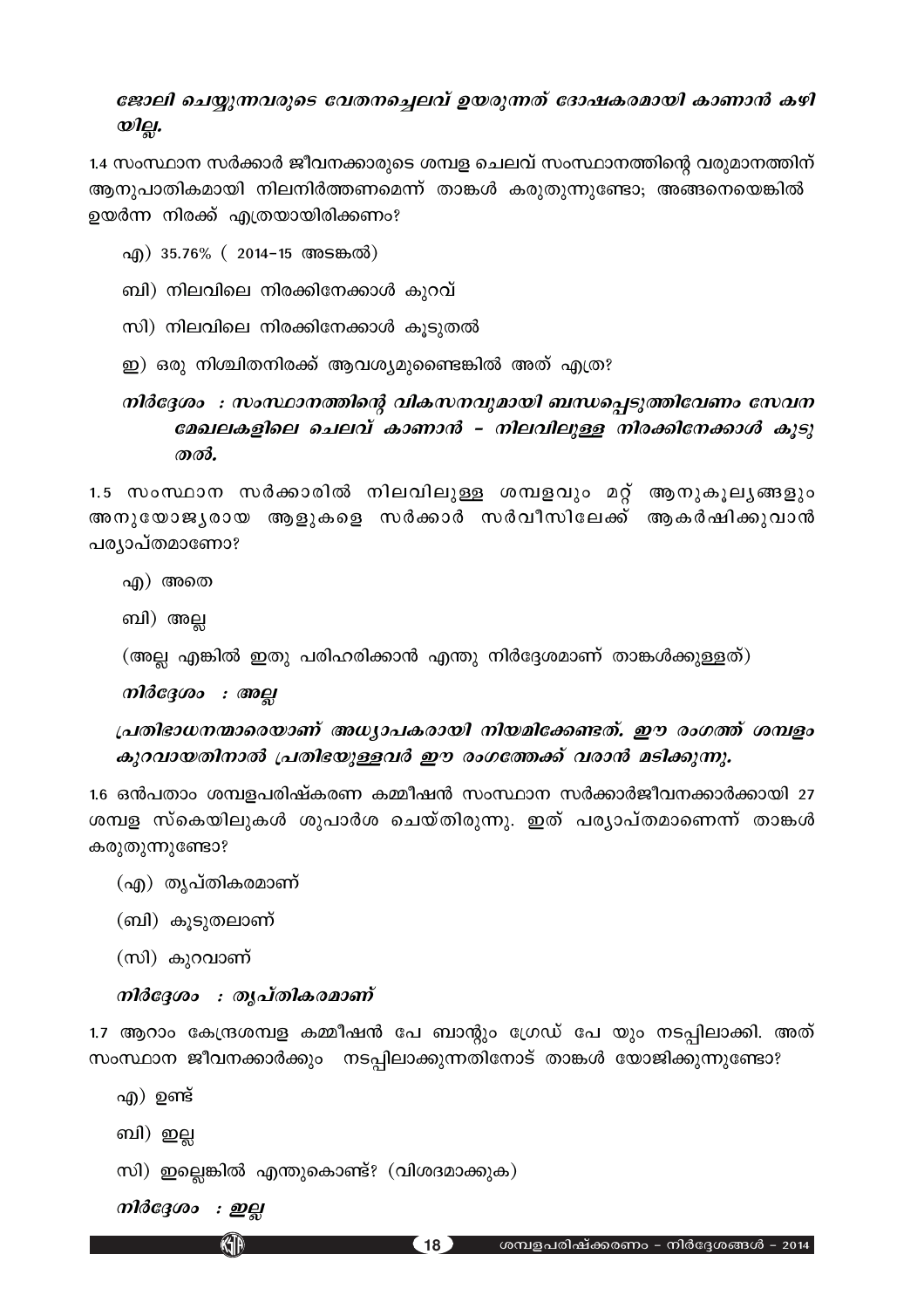***ജോലി ചെയ്യുന്നവരുടെ വേതനച്ചെലവ് ഉയരുന്നത് ദോഷകരമായി കാണാൻ കഴിയില്ല.***

1.4 സംസ്ഥാന സർക്കാർ ജീവനക്കാരുടെ ശമ്പള ചെലവ് സംസ്ഥാനത്തിന്റെ വരുമാനത്തിന് ആനുപാതികമായി നിലനിർത്തണമെന്ന് താങ്കൾ കരുതുന്നുണ്ടോ; അങ്ങനെയെങ്കിൽ ഉയർന്ന നിരക്ക് എത്രയായിരിക്കണം?

എ) 35.76% ( 2014–15 അടങ്കൽ)

ബി) നിലവിലെ നിരക്കിനേക്കാൾ കുറവ്

സി) നിലവിലെ നിരക്കിനേക്കാൾ കൂടുതൽ

ഇ) ഒരു നിശ്ചിതനിരക്ക് ആവശ്യമുണ്ടെങ്കിൽ അത് എത്ര?

***നിർദ്ദേശം : സംസ്ഥാനത്തിന്റെ വികസനവുമായി ബന്ധപ്പെടുത്തിവേണം സേവന മേഖലകളിലെ ചെലവ് കാണാൻ – നിലവിലുള്ള നിരക്കിനേക്കാൾ കൂടുതൽ.***

1.5 സംസ്ഥാന സർക്കാരിൽ നിലവിലുള്ള ശമ്പളവും മറ്റ് ആനുകൂല്യങ്ങളും അനുയോജ്യരായ ആളുകളെ സർക്കാർ സർവീസിലേക്ക് ആകർഷിക്കുവാൻ പര്യാപ്തമാണോ?

എ) അതെ

ബി) അല്ല

(അല്ല എങ്കിൽ ഇതു പരിഹരിക്കാൻ എന്തു നിർദ്ദേശമാണ് താങ്കൾക്കുള്ളത്)

***നിർദ്ദേശം : അല്ല***

***പ്രതിഭാധനന്മാരെയാണ് അധ്യാപകരായി നിയമിക്കേണ്ടത്. ഈ രംഗത്ത് ശമ്പളം കുറവായതിനാൽ പ്രതിഭയുള്ളവർ ഈ രംഗത്തേക്ക് വരാൻ മടിക്കുന്നു.***

1.6 ഒൻപതാം ശമ്പളപരിഷ്കരണ കമ്മീഷൻ സംസ്ഥാന സർക്കാർജീവനക്കാർക്കായി 27 ശമ്പള സ്കെയിലുകൾ ശുപാർശ ചെയ്തിരുന്നു. ഇത് പര്യാപ്തമാണെന്ന് താങ്കൾ കരുതുന്നുണ്ടോ?

(എ) തൃപ്തികരമാണ്

(ബി) കൂടുതലാണ്

(സി) കുറവാണ്

***നിർദ്ദേശം : തൃപ്തികരമാണ്***

1.7 ആറാം കേന്ദ്രശമ്പള കമ്മീഷൻ പേ ബാന്റും ഗ്രേഡ് പേ യും നടപ്പിലാക്കി. അത് സംസ്ഥാന ജീവനക്കാർക്കും നടപ്പിലാക്കുന്നതിനോട് താങ്കൾ യോജിക്കുന്നുണ്ടോ?

എ) ഉണ്ട്

ബി) ഇല്ല

സി) ഇല്ലെങ്കിൽ എന്തുകൊണ്ട്? (വിശദമാക്കുക)

***നിർദ്ദേശം : ഇല്ല***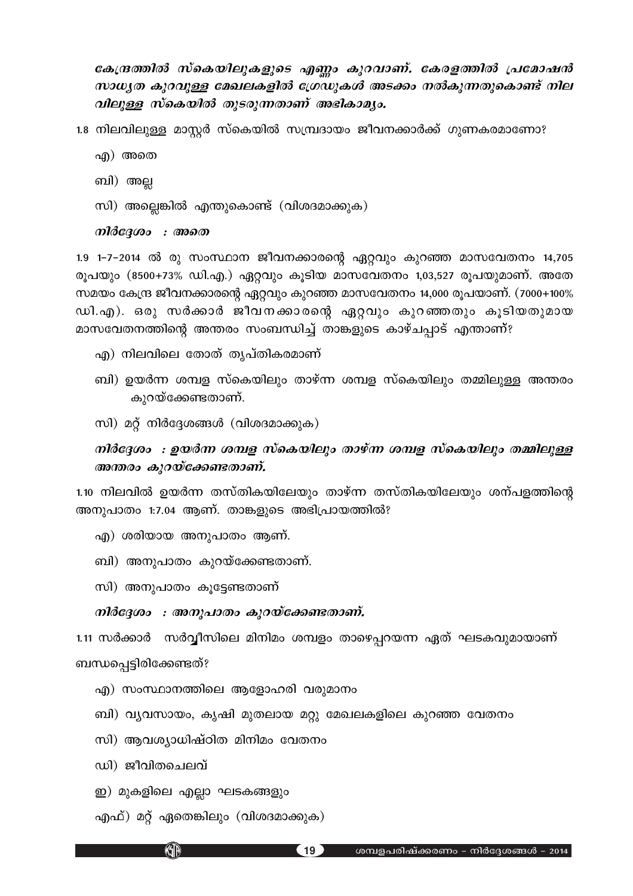***കേന്ദ്രത്തിൽ സ്കെയിലുകളുടെ എണ്ണം കുറവാണ്. കേരളത്തിൽ പ്രമോഷൻ സാധ്യത കുറവുള്ള മേഖലകളിൽ ഗ്രേഡുകൾ അടക്കം നൽകുന്നതുകൊണ്ട് നില വിലുള്ള സ്കെയിൽ തുടരുന്നതാണ് അഭികാമ്യം.***

1.8 നിലവിലുള്ള മാസ്റ്റർ സ്കെയിൽ സമ്പ്രദായം ജീവനക്കാർക്ക് ഗുണകരമാണോ?

എ) അതെ

ബി) അല്ല

സി) അല്ലെങ്കിൽ എന്തുകൊണ്ട് (വിശദമാക്കുക)

***നിർദ്ദേശം : അതെ***

1.9 1-7-2014 ൽ രു സംസ്ഥാന ജീവനക്കാരന്റെ ഏറ്റവും കുറഞ്ഞ മാസവേതനം 14,705 രൂപയും (8500+73% ഡി.എ.) ഏറ്റവും കൂടിയ മാസവേതനം 1,03,527 രൂപയുമാണ്. അതേ സമയം കേന്ദ്ര ജീവനക്കാരന്റെ ഏറ്റവും കുറഞ്ഞ മാസവേതനം 14,000 രൂപയാണ്. (7000+100% ഡി.എ). ഒരു സർക്കാർ ജീവനക്കാരന്റെ ഏറ്റവും കുറഞ്ഞതും കൂടിയതുമായ മാസവേതനത്തിന്റെ അന്തരം സംബന്ധിച്ച് താങ്കളുടെ കാഴ്ചപ്പാട് എന്താണ്?

എ) നിലവിലെ തോത് തൃപ്തികരമാണ്

ബി) ഉയർന്ന ശമ്പള സ്കെയിലും താഴ്ന്ന ശമ്പള സ്കെയിലും തമ്മിലുള്ള അന്തരം കുറയ്ക്കേണ്ടതാണ്.

സി) മറ്റ് നിർദ്ദേശങ്ങൾ (വിശദമാക്കുക)

***നിർദ്ദേശം : ഉയർന്ന ശമ്പള സ്കെയിലും താഴ്ന്ന ശമ്പള സ്കെയിലും തമ്മിലുള്ള അന്തരം കുറയ്ക്കേണ്ടതാണ്.***

1.10 നിലവിൽ ഉയർന്ന തസ്തികയിലേയും താഴ്ന്ന തസ്തികയിലേയും ശമ്പളത്തിന്റെ അനുപാതം 1:7.04 ആണ്. താങ്കളുടെ അഭിപ്രായത്തിൽ?

എ) ശരിയായ അനുപാതം ആണ്.

ബി) അനുപാതം കുറയ്ക്കേണ്ടതാണ്.

സി) അനുപാതം കൂട്ടേണ്ടതാണ്

***നിർദ്ദേശം : അനുപാതം കുറയ്ക്കേണ്ടതാണ്.***

1.11 സർക്കാർ സർവ്വീസിലെ മിനിമം ശമ്പളം താഴെപ്പറയുന്ന ഏത് ഘടകവുമായാണ് ബന്ധപ്പെട്ടിരിക്കേണ്ടത്?

എ) സംസ്ഥാനത്തിലെ ആളോഹരി വരുമാനം

ബി) വ്യവസായം, കൃഷി മുതലായ മറ്റു മേഖലകളിലെ കുറഞ്ഞ വേതനം

സി) ആവശ്യാധിഷ്ഠിത മിനിമം വേതനം

ഡി) ജീവിതചെലവ്

ഇ) മുകളിലെ എല്ലാ ഘടകങ്ങളും

എഫ്) മറ്റ് ഏതെങ്കിലും (വിശദമാക്കുക)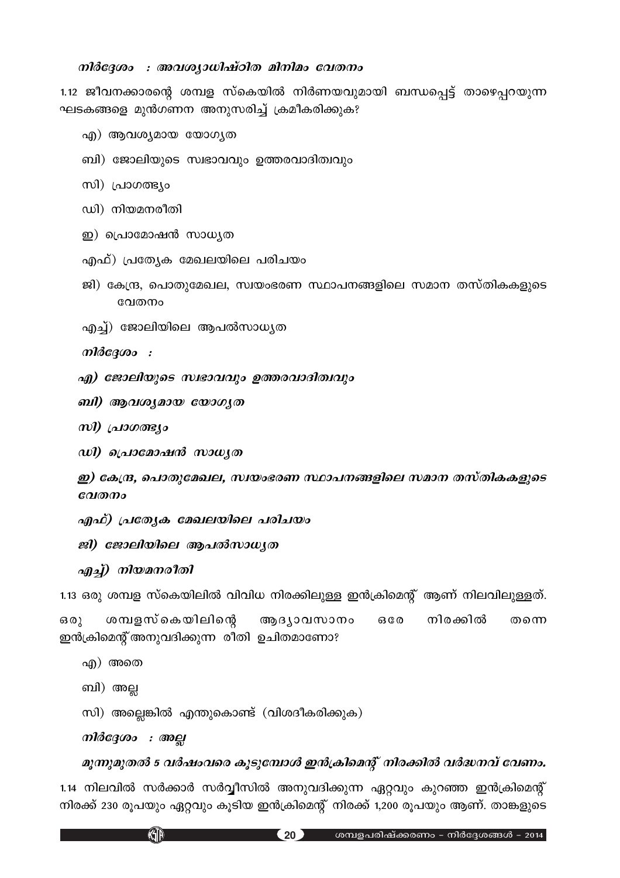*നിർദ്ദേശം : അവശ്യാധിഷ്ഠിത മിനിമം വേതനം*

1.12 ജീവനക്കാരന്റെ ശമ്പള സ്കെയിൽ നിർണയവുമായി ബന്ധപ്പെട്ട് താഴെപ്പറയുന്ന ഘടകങ്ങളെ മുൻഗണന അനുസരിച്ച് ക്രമീകരിക്കുക?

- എ) ആവശ്യമായ യോഗ്യത
- ബി) ജോലിയുടെ സ്വഭാവവും ഉത്തരവാദിത്വവും
- സി) പ്രാഗത്ഭ്യം
- ഡി) നിയമനരീതി
- ഇ) പ്രൊമോഷൻ സാധ്യത
- എഫ്) പ്രത്യേക മേഖലയിലെ പരിചയം
- ജി) കേന്ദ്ര, പൊതുമേഖല, സ്വയംഭരണ സ്ഥാപനങ്ങളിലെ സമാന തസ്തികകളുടെ വേതനം
- എച്ച്) ജോലിയിലെ ആപൽസാധ്യത

*നിർദ്ദേശം :*

***എ) ജോലിയുടെ സ്വഭാവവും ഉത്തരവാദിത്വവും***

***ബി) ആവശ്യമായ യോഗ്യത***

***സി) പ്രാഗത്ഭ്യം***

***ഡി) പ്രൊമോഷൻ സാധ്യത***

***ഇ) കേന്ദ്ര, പൊതുമേഖല, സ്വയംഭരണ സ്ഥാപനങ്ങളിലെ സമാന തസ്തികകളുടെ വേതനം***

***എഫ്) പ്രത്യേക മേഖലയിലെ പരിചയം***

***ജി) ജോലിയിലെ ആപൽസാധ്യത***

***എച്ച്) നിയമനരീതി***

1.13 ഒരു ശമ്പള സ്കെയിലിൽ വിവിധ നിരക്കിലുള്ള ഇൻക്രിമെന്റ് ആണ് നിലവിലുള്ളത്. ഒരു ശമ്പളസ്കെയിലിന്റെ ആദ്യാവസാനം ഒരേ നിരക്കിൽ തന്നെ ഇൻക്രിമെന്റ് അനുവദിക്കുന്ന രീതി ഉചിതമാണോ?

- എ) അതെ
- ബി) അല്ല
- സി) അല്ലെങ്കിൽ എന്തുകൊണ്ട് (വിശദീകരിക്കുക)

*നിർദ്ദേശം : അല്ല*

***മൂന്നുമുതൽ 5 വർഷംവരെ കൂടുമ്പോൾ ഇൻക്രിമെന്റ് നിരക്കിൽ വർദ്ധനവ് വേണം.***

1.14 നിലവിൽ സർക്കാർ സർവ്വീസിൽ അനുവദിക്കുന്ന ഏറ്റവും കുറഞ്ഞ ഇൻക്രിമെന്റ് നിരക്ക് 230 രൂപയും ഏറ്റവും കൂടിയ ഇൻക്രിമെന്റ് നിരക്ക് 1,200 രൂപയും ആണ്. താങ്കളുടെ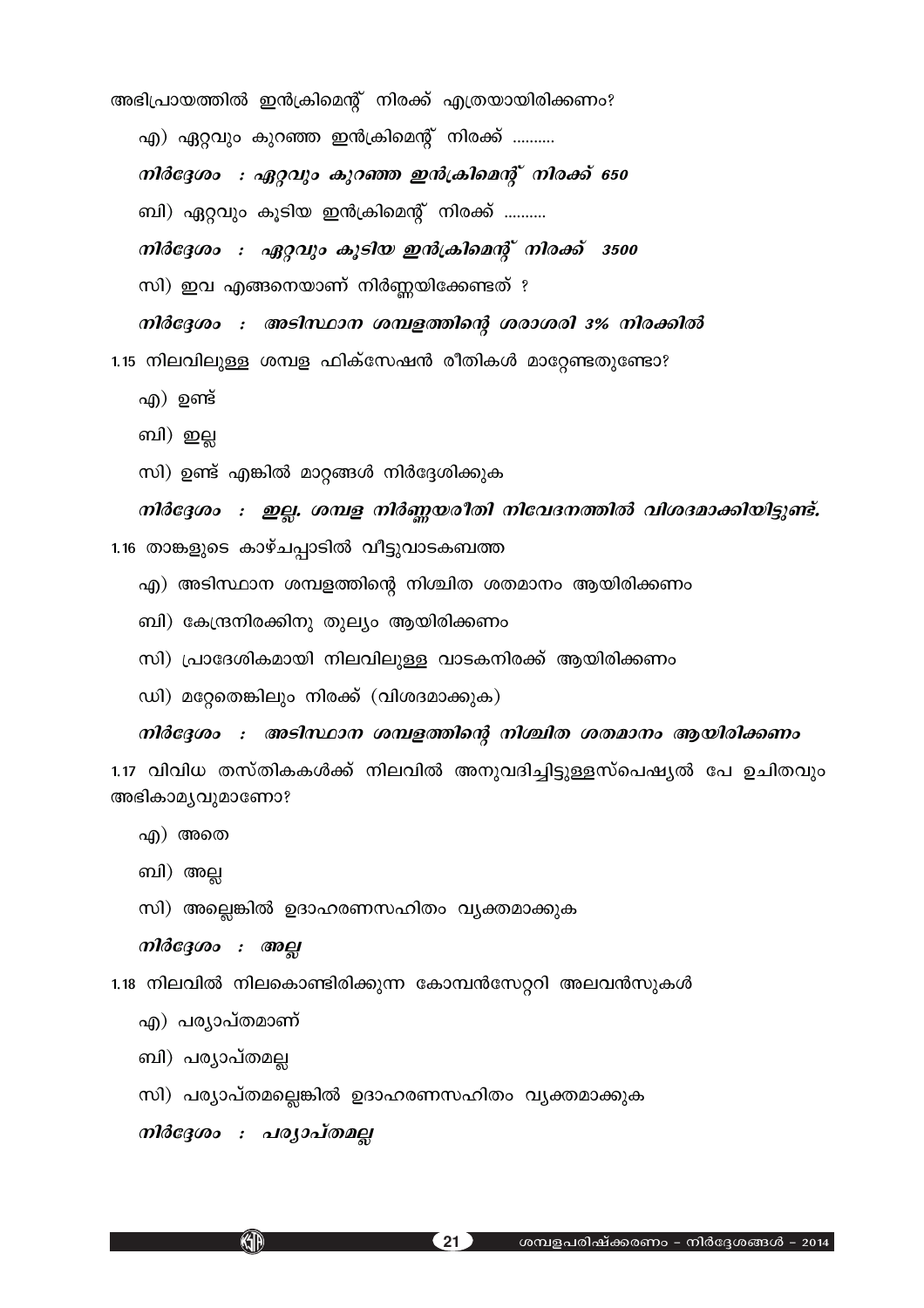അഭിപ്രായത്തിൽ ഇൻക്രിമെന്റ് നിരക്ക് എത്രയായിരിക്കണം?

എ) ഏറ്റവും കുറഞ്ഞ ഇൻക്രിമെന്റ് നിരക്ക് ..........

***നിർദ്ദേശം : ഏറ്റവും കുറഞ്ഞ ഇൻക്രിമെന്റ് നിരക്ക് 650***

ബി) ഏറ്റവും കൂടിയ ഇൻക്രിമെന്റ് നിരക്ക് ..........

***നിർദ്ദേശം : ഏറ്റവും കൂടിയ ഇൻക്രിമെന്റ് നിരക്ക് 3500***

സി) ഇവ എങ്ങനെയാണ് നിർണ്ണയിക്കേണ്ടത് ?

***നിർദ്ദേശം : അടിസ്ഥാന ശമ്പളത്തിന്റെ ശരാശരി 3% നിരക്കിൽ***

1.15 നിലവിലുള്ള ശമ്പള ഫിക്സേഷൻ രീതികൾ മാറ്റേണ്ടതുണ്ടോ?

എ) ഉണ്ട്

ബി) ഇല്ല

സി) ഉണ്ട് എങ്കിൽ മാറ്റങ്ങൾ നിർദ്ദേശിക്കുക

***നിർദ്ദേശം : ഇല്ല. ശമ്പള നിർണ്ണയരീതി നിവേദനത്തിൽ വിശദമാക്കിയിട്ടുണ്ട്.***

1.16 താങ്കളുടെ കാഴ്ചപ്പാടിൽ വീട്ടുവാടകബത്ത

എ) അടിസ്ഥാന ശമ്പളത്തിന്റെ നിശ്ചിത ശതമാനം ആയിരിക്കണം

ബി) കേന്ദ്രനിരക്കിനു തുല്യം ആയിരിക്കണം

സി) പ്രാദേശികമായി നിലവിലുള്ള വാടകനിരക്ക് ആയിരിക്കണം

ഡി) മറ്റേതെങ്കിലും നിരക്ക് (വിശദമാക്കുക)

***നിർദ്ദേശം : അടിസ്ഥാന ശമ്പളത്തിന്റെ നിശ്ചിത ശതമാനം ആയിരിക്കണം***

1.17 വിവിധ തസ്തികകൾക്ക് നിലവിൽ അനുവദിച്ചിട്ടുള്ളസ്പെഷ്യൽ പേ ഉചിതവും അഭികാമ്യവുമാണോ?

എ) അതെ

ബി) അല്ല

സി) അല്ലെങ്കിൽ ഉദാഹരണസഹിതം വ്യക്തമാക്കുക

***നിർദ്ദേശം : അല്ല***

1.18 നിലവിൽ നിലകൊണ്ടിരിക്കുന്ന കോമ്പൻസേറ്ററി അലവൻസുകൾ

എ) പര്യാപ്തമാണ്

ബി) പര്യാപ്തമല്ല

സി) പര്യാപ്തമല്ലെങ്കിൽ ഉദാഹരണസഹിതം വ്യക്തമാക്കുക

***നിർദ്ദേശം : പര്യാപ്തമല്ല***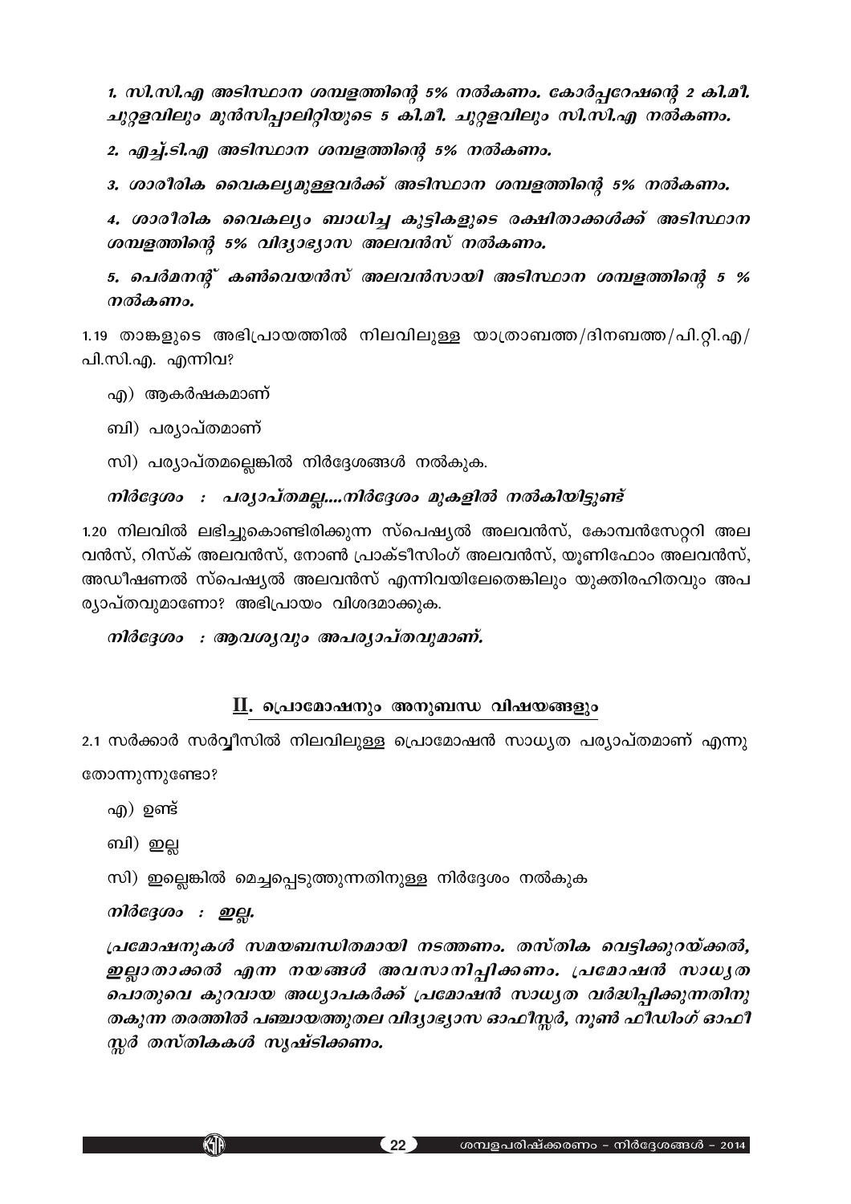*1. സി.സി.എ അടിസ്ഥാന ശമ്പളത്തിന്റെ 5% നൽകണം. കോർപ്പറേഷന്റെ 2 കി.മീ. ചുറ്റളവിലും മുൻസിപ്പാലിറ്റിയുടെ 5 കി.മീ. ചുറ്റളവിലും സി.സി.എ നൽകണം.*

*2. എച്ച്.ടി.എ അടിസ്ഥാന ശമ്പളത്തിന്റെ 5% നൽകണം.*

*3. ശാരീരിക വൈകല്യമുള്ളവർക്ക് അടിസ്ഥാന ശമ്പളത്തിന്റെ 5% നൽകണം.*

*4. ശാരീരിക വൈകല്യം ബാധിച്ച കുട്ടികളുടെ രക്ഷിതാക്കൾക്ക് അടിസ്ഥാന ശമ്പളത്തിന്റെ 5% വിദ്യാഭ്യാസ അലവൻസ് നൽകണം.*

*5. പെർമനന്റ് കൺവെയൻസ് അലവൻസായി അടിസ്ഥാന ശമ്പളത്തിന്റെ 5 % നൽകണം.*

1.19 താങ്കളുടെ അഭിപ്രായത്തിൽ നിലവിലുള്ള യാത്രാബത്ത/ദിനബത്ത/പി.റ്റി.എ/പി.സി.എ. എന്നിവ?

എ) ആകർഷകമാണ്

ബി) പര്യാപ്തമാണ്

സി) പര്യാപ്തമല്ലെങ്കിൽ നിർദ്ദേശങ്ങൾ നൽകുക.

*നിർദ്ദേശം : പര്യാപ്തമല്ല....നിർദ്ദേശം മുകളിൽ നൽകിയിട്ടുണ്ട്*

1.20 നിലവിൽ ലഭിച്ചുകൊണ്ടിരിക്കുന്ന സ്പെഷ്യൽ അലവൻസ്, കോമ്പൻസേറ്ററി അലവൻസ്, റിസ്ക് അലവൻസ്, നോൺ പ്രാക്ടീസിംഗ് അലവൻസ്, യൂണിഫോം അലവൻസ്, അഡീഷണൽ സ്പെഷ്യൽ അലവൻസ് എന്നിവയിലേതെങ്കിലും യുക്തിരഹിതവും അപര്യാപ്തവുമാണോ? അഭിപ്രായം വിശദമാക്കുക.

*നിർദ്ദേശം : ആവശ്യവും അപര്യാപ്തവുമാണ്.*

## II. പ്രൊമോഷനും അനുബന്ധ വിഷയങ്ങളും

2.1 സർക്കാർ സർവ്വീസിൽ നിലവിലുള്ള പ്രൊമോഷൻ സാധ്യത പര്യാപ്തമാണ് എന്നു തോന്നുന്നുണ്ടോ?

എ) ഉണ്ട്

ബി) ഇല്ല

സി) ഇല്ലെങ്കിൽ മെച്ചപ്പെടുത്തുന്നതിനുള്ള നിർദ്ദേശം നൽകുക

*നിർദ്ദേശം : ഇല്ല.*

*പ്രമോഷനുകൾ സമയബന്ധിതമായി നടത്തണം. തസ്തിക വെട്ടിക്കുറയ്ക്കൽ, ഇല്ലാതാക്കൽ എന്ന നയങ്ങൾ അവസാനിപ്പിക്കണം. പ്രമോഷൻ സാധ്യത പൊതുവെ കുറവായ അധ്യാപകർക്ക് പ്രമോഷൻ സാധ്യത വർദ്ധിപ്പിക്കുന്നതിനു തകുന്ന തരത്തിൽ പഞ്ചായത്തുതല വിദ്യാഭ്യാസ ഓഫീസ്സർ, നൂൺ ഫീഡിംഗ് ഓഫീസ്സർ തസ്തികകൾ സൃഷ്ടിക്കണം.*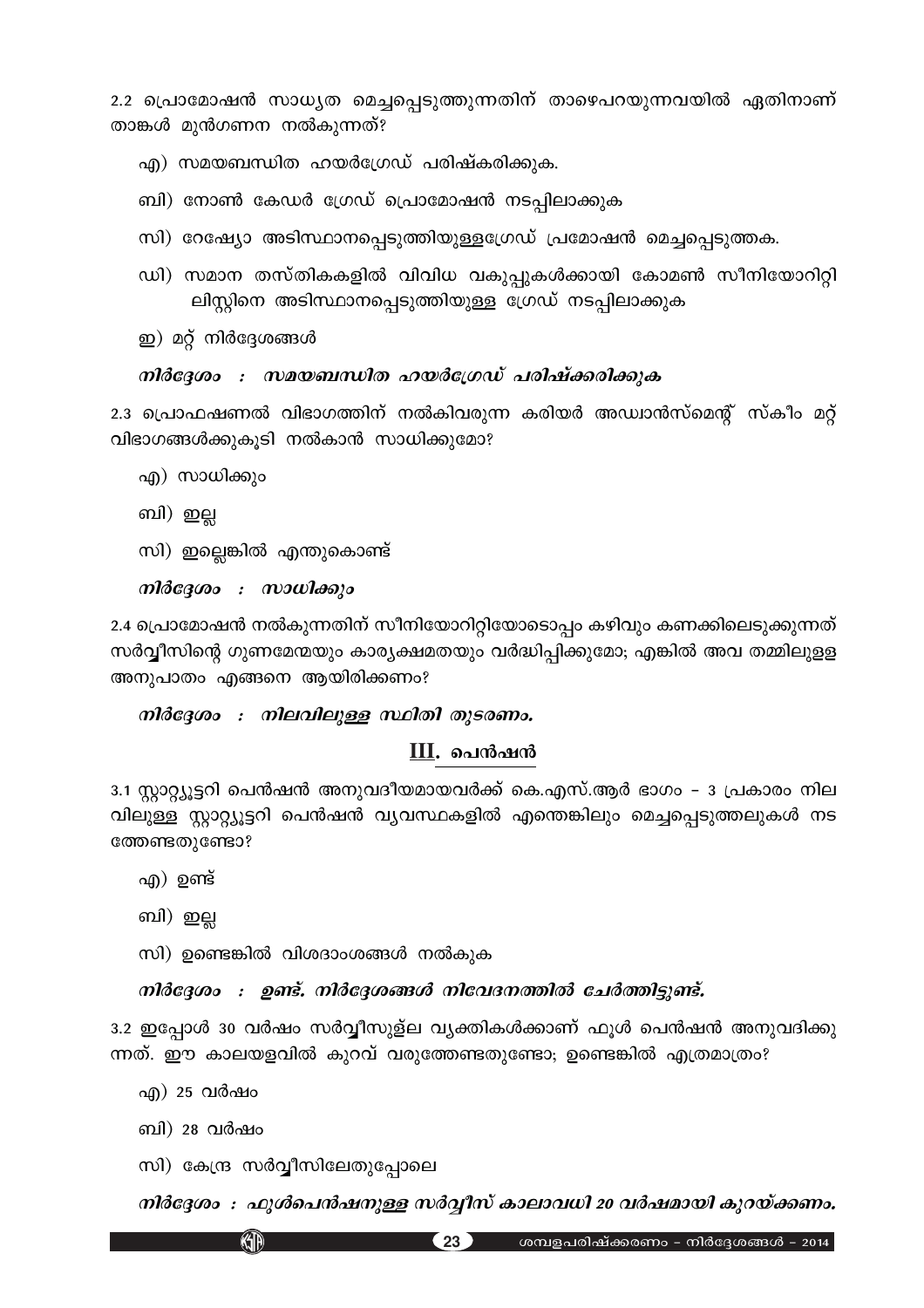2.2 പ്രൊമോഷൻ സാധ്യത മെച്ചപ്പെടുത്തുന്നതിന് താഴെപറയുന്നവയിൽ ഏതിനാണ് താങ്കൾ മുൻഗണന നൽകുന്നത്?

എ) സമയബന്ധിത ഹയർഗ്രേഡ് പരിഷ്കരിക്കുക.

ബി) നോൺ കേഡർ ഗ്രേഡ് പ്രൊമോഷൻ നടപ്പിലാക്കുക

സി) റേഷ്യോ അടിസ്ഥാനപ്പെടുത്തിയുള്ളഗ്രേഡ് പ്രമോഷൻ മെച്ചപ്പെടുത്തക.

ഡി) സമാന തസ്തികകളിൽ വിവിധ വകുപ്പുകൾക്കായി കോമൺ സീനിയോറിറ്റി ലിസ്റ്റിനെ അടിസ്ഥാനപ്പെടുത്തിയുള്ള ഗ്രേഡ് നടപ്പിലാക്കുക

ഇ) മറ്റ് നിർദ്ദേശങ്ങൾ

***നിർദ്ദേശം : സമയബന്ധിത ഹയർഗ്രേഡ് പരിഷ്ക്കരിക്കുക***

2.3 പ്രൊഫഷണൽ വിഭാഗത്തിന് നൽകിവരുന്ന കരിയർ അഡ്വാൻസ്മെന്റ് സ്കീം മറ്റ് വിഭാഗങ്ങൾക്കുകൂടി നൽകാൻ സാധിക്കുമോ?

എ) സാധിക്കും

ബി) ഇല്ല

സി) ഇല്ലെങ്കിൽ എന്തുകൊണ്ട്

***നിർദ്ദേശം : സാധിക്കും***

2.4 പ്രൊമോഷൻ നൽകുന്നതിന് സീനിയോറിറ്റിയോടൊപ്പം കഴിവും കണക്കിലെടുക്കുന്നത് സർവ്വീസിന്റെ ഗുണമേന്മയും കാര്യക്ഷമതയും വർദ്ധിപ്പിക്കുമോ; എങ്കിൽ അവ തമ്മിലുള്ള അനുപാതം എങ്ങനെ ആയിരിക്കണം?

***നിർദ്ദേശം : നിലവിലുള്ള സ്ഥിതി തുടരണം.***

## III. പെൻഷൻ

3.1 സ്റ്റാറ്റ്യൂട്ടറി പെൻഷൻ അനുവദീയമായവർക്ക് കെ.എസ്.ആർ ഭാഗം – 3 പ്രകാരം നിലവിലുള്ള സ്റ്റാറ്റ്യൂട്ടറി പെൻഷൻ വ്യവസ്ഥകളിൽ എന്തെങ്കിലും മെച്ചപ്പെടുത്തലുകൾ നടത്തേണ്ടതുണ്ടോ?

എ) ഉണ്ട്

ബി) ഇല്ല

സി) ഉണ്ടെങ്കിൽ വിശദാംശങ്ങൾ നൽകുക

***നിർദ്ദേശം : ഉണ്ട്. നിർദ്ദേശങ്ങൾ നിവേദനത്തിൽ ചേർത്തിട്ടുണ്ട്.***

3.2 ഇപ്പോൾ 30 വർഷം സർവ്വീസുള്ള വ്യക്തികൾക്കാണ് ഫുൾ പെൻഷൻ അനുവദിക്കുന്നത്. ഈ കാലയളവിൽ കുറവ് വരുത്തേണ്ടതുണ്ടോ; ഉണ്ടെങ്കിൽ എത്രമാത്രം?

എ) 25 വർഷം

ബി) 28 വർഷം

സി) കേന്ദ്ര സർവ്വീസിലേതുപ്പോലെ

***നിർദ്ദേശം : ഫുൾപെൻഷനുള്ള സർവ്വീസ് കാലാവധി 20 വർഷമായി കുറയ്ക്കണം.***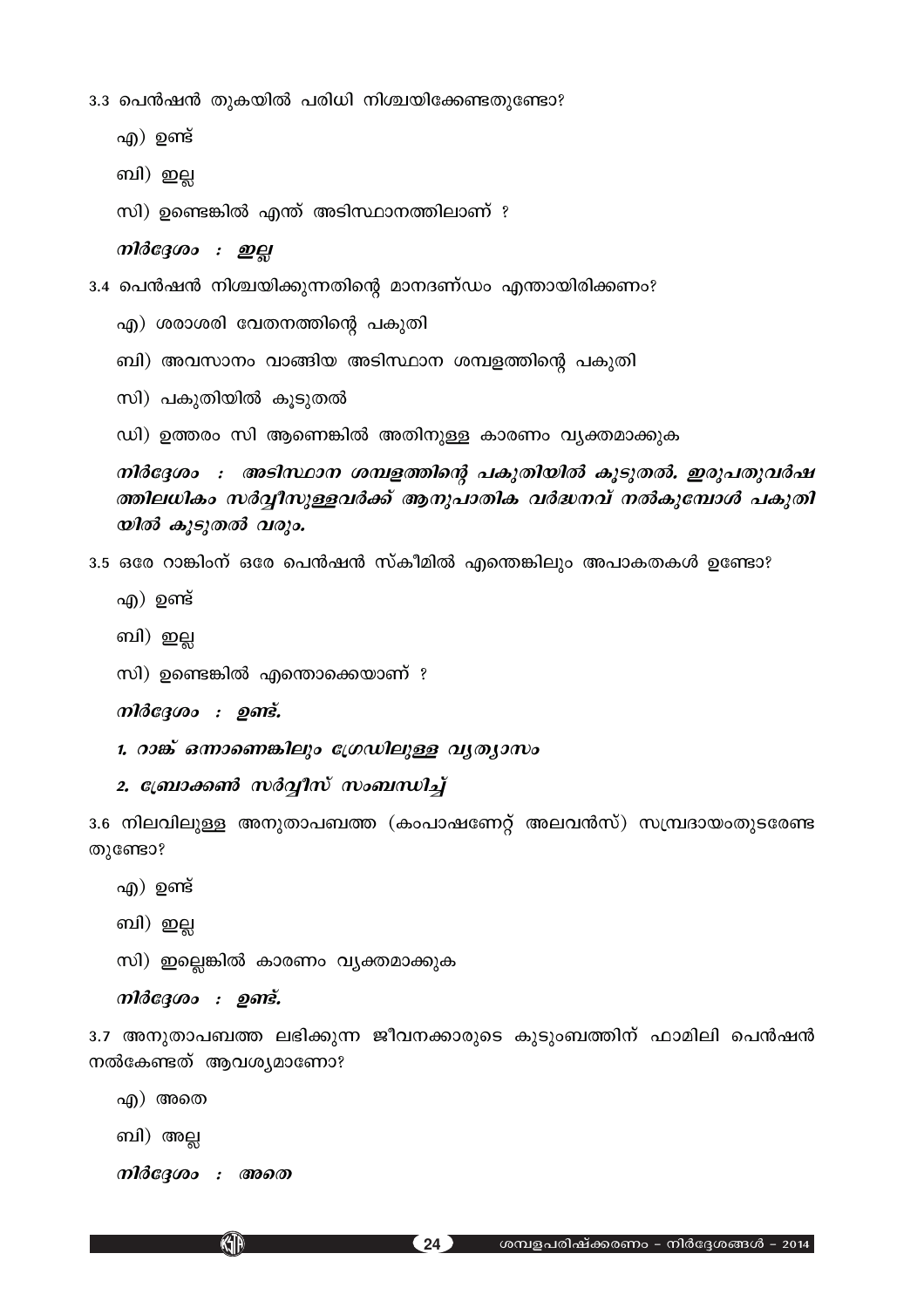3.3 പെൻഷൻ തുകയിൽ പരിധി നിശ്ചയിക്കേണ്ടതുണ്ടോ?

എ) ഉണ്ട്

ബി) ഇല്ല

സി) ഉണ്ടെങ്കിൽ എന്ത് അടിസ്ഥാനത്തിലാണ് ?

*നിർദ്ദേശം : ഇല്ല*

3.4 പെൻഷൻ നിശ്ചയിക്കുന്നതിന്റെ മാനദണ്ഡം എന്തായിരിക്കണം?

എ) ശരാശരി വേതനത്തിന്റെ പകുതി

ബി) അവസാനം വാങ്ങിയ അടിസ്ഥാന ശമ്പളത്തിന്റെ പകുതി

സി) പകുതിയിൽ കൂടുതൽ

ഡി) ഉത്തരം സി ആണെങ്കിൽ അതിനുള്ള കാരണം വ്യക്തമാക്കുക

***നിർദ്ദേശം : അടിസ്ഥാന ശമ്പളത്തിന്റെ പകുതിയിൽ കൂടുതൽ. ഇരുപതുവർഷത്തിലധികം സർവ്വീസുള്ളവർക്ക് ആനുപാതിക വർദ്ധനവ് നൽകുമ്പോൾ പകുതിയിൽ കൂടുതൽ വരും.***

3.5 ഒരേ റാങ്കിംന് ഒരേ പെൻഷൻ സ്കീമിൽ എന്തെങ്കിലും അപാകതകൾ ഉണ്ടോ?

എ) ഉണ്ട്

ബി) ഇല്ല

സി) ഉണ്ടെങ്കിൽ എന്തൊക്കെയാണ് ?

*നിർദ്ദേശം : ഉണ്ട്.*

*1. റാങ്ക് ഒന്നാണെങ്കിലും ഗ്രേഡിലുള്ള വ്യത്യാസം*

*2. ബ്രോക്കൺ സർവ്വീസ് സംബന്ധിച്ച്*

3.6 നിലവിലുള്ള അനുതാപബത്ത (കംപാഷണേറ്റ് അലവൻസ്) സമ്പ്രദായംതുടരേണ്ടതുണ്ടോ?

എ) ഉണ്ട്

ബി) ഇല്ല

സി) ഇല്ലെങ്കിൽ കാരണം വ്യക്തമാക്കുക

*നിർദ്ദേശം : ഉണ്ട്.*

3.7 അനുതാപബത്ത ലഭിക്കുന്ന ജീവനക്കാരുടെ കുടുംബത്തിന് ഫാമിലി പെൻഷൻ നൽകേണ്ടത് ആവശ്യമാണോ?

എ) അതെ

ബി) അല്ല

*നിർദ്ദേശം : അതെ*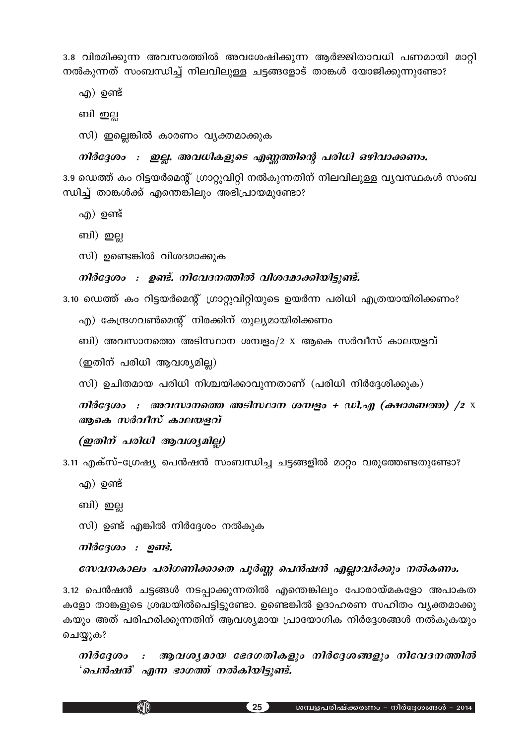3.8 വിരമിക്കുന്ന അവസരത്തിൽ അവശേഷിക്കുന്ന ആർജ്ജിതാവധി പണമായി മാറ്റി നൽകുന്നത് സംബന്ധിച്ച് നിലവിലുള്ള ചട്ടങ്ങളോട് താങ്കൾ യോജിക്കുന്നുണ്ടോ?

എ) ഉണ്ട്

ബി ഇല്ല

സി) ഇല്ലെങ്കിൽ കാരണം വ്യക്തമാക്കുക

***നിർദ്ദേശം : ഇല്ല. അവധികളുടെ എണ്ണത്തിന്റെ പരിധി ഒഴിവാക്കണം.***

3.9 ഡെത്ത് കം റിട്ടയർമെന്റ് ഗ്രാറ്റുവിറ്റി നൽകുന്നതിന് നിലവിലുള്ള വ്യവസ്ഥകൾ സംബന്ധിച്ച് താങ്കൾക്ക് എന്തെങ്കിലും അഭിപ്രായമുണ്ടോ?

എ) ഉണ്ട്

ബി) ഇല്ല

സി) ഉണ്ടെങ്കിൽ വിശദമാക്കുക

***നിർദ്ദേശം : ഉണ്ട്. നിവേദനത്തിൽ വിശദമാക്കിയിട്ടുണ്ട്.***

3.10 ഡെത്ത് കം റിട്ടയർമെന്റ് ഗ്രാറ്റുവിറ്റിയുടെ ഉയർന്ന പരിധി എത്രയായിരിക്കണം?

എ) കേന്ദ്രഗവൺമെന്റ് നിരക്കിന് തുല്യമായിരിക്കണം

ബി) അവസാനത്തെ അടിസ്ഥാന ശമ്പളം/2 x ആകെ സർവീസ് കാലയളവ്

(ഇതിന് പരിധി ആവശ്യമില്ല)

സി) ഉചിതമായ പരിധി നിശ്ചയിക്കാവുന്നതാണ് (പരിധി നിർദ്ദേശിക്കുക)

***നിർദ്ദേശം : അവസാനത്തെ അടിസ്ഥാന ശമ്പളം + ഡി.എ (ക്ഷാമബത്ത) /2 x ആകെ സർവീസ് കാലയളവ്***

***(ഇതിന് പരിധി ആവശ്യമില്ല)***

3.11 എക്സ്-ഗ്രേഷ്യ പെൻഷൻ സംബന്ധിച്ച ചട്ടങ്ങളിൽ മാറ്റം വരുത്തേണ്ടതുണ്ടോ?

എ) ഉണ്ട്

ബി) ഇല്ല

സി) ഉണ്ട് എങ്കിൽ നിർദ്ദേശം നൽകുക

***നിർദ്ദേശം : ഉണ്ട്.***

***സേവനകാലം പരിഗണിക്കാതെ പൂർണ്ണ പെൻഷൻ എല്ലാവർക്കും നൽകണം.***

3.12 പെൻഷൻ ചട്ടങ്ങൾ നടപ്പാക്കുന്നതിൽ എന്തെങ്കിലും പോരായ്മകളോ അപാകതകളോ താങ്കളുടെ ശ്രദ്ധയിൽപെട്ടിട്ടുണ്ടോ. ഉണ്ടെങ്കിൽ ഉദാഹരണ സഹിതം വ്യക്തമാക്കുകയും അത് പരിഹരിക്കുന്നതിന് ആവശ്യമായ പ്രായോഗിക നിർദ്ദേശങ്ങൾ നൽകുകയും ചെയ്യുക?

***നിർദ്ദേശം : ആവശ്യമായ ഭേദഗതികളും നിർദ്ദേശങ്ങളും നിവേദനത്തിൽ 'പെൻഷൻ' എന്ന ഭാഗത്ത് നൽകിയിട്ടുണ്ട്.***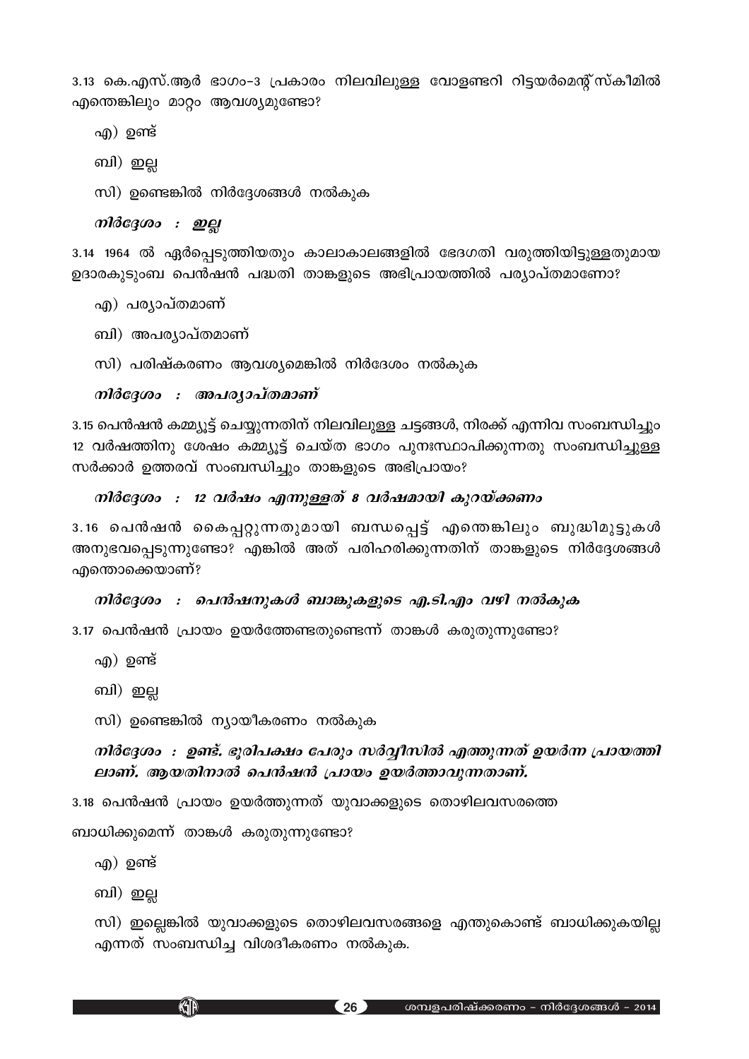3.13 കെ.എസ്.ആർ ഭാഗം-3 പ്രകാരം നിലവിലുള്ള വോളണ്ടറി റിട്ടയർമെന്റ് സ്കീമിൽ എന്തെങ്കിലും മാറ്റം ആവശ്യമുണ്ടോ?

എ) ഉണ്ട്

ബി) ഇല്ല

സി) ഉണ്ടെങ്കിൽ നിർദ്ദേശങ്ങൾ നൽകുക

***നിർദ്ദേശം : ഇല്ല***

3.14 1964 ൽ ഏർപ്പെടുത്തിയതും കാലാകാലങ്ങളിൽ ഭേദഗതി വരുത്തിയിട്ടുള്ളതുമായ ഉദാരകുടുംബ പെൻഷൻ പദ്ധതി താങ്കളുടെ അഭിപ്രായത്തിൽ പര്യാപ്തമാണോ?

എ) പര്യാപ്തമാണ്

ബി) അപര്യാപ്തമാണ്

സി) പരിഷ്കരണം ആവശ്യമെങ്കിൽ നിർദേശം നൽകുക

***നിർദ്ദേശം : അപര്യാപ്തമാണ്***

3.15 പെൻഷൻ കമ്മ്യൂട്ട് ചെയ്യുന്നതിന് നിലവിലുള്ള ചട്ടങ്ങൾ, നിരക്ക് എന്നിവ സംബന്ധിച്ചും 12 വർഷത്തിനു ശേഷം കമ്മ്യൂട്ട് ചെയ്ത ഭാഗം പുനഃസ്ഥാപിക്കുന്നതു സംബന്ധിച്ചുള്ള സർക്കാർ ഉത്തരവ് സംബന്ധിച്ചും താങ്കളുടെ അഭിപ്രായം?

***നിർദ്ദേശം : 12 വർഷം എന്നുള്ളത് 8 വർഷമായി കുറയ്ക്കണം***

3.16 പെൻഷൻ കൈപ്പറ്റുന്നതുമായി ബന്ധപ്പെട്ട് എന്തെങ്കിലും ബുദ്ധിമുട്ടുകൾ അനുഭവപ്പെടുന്നുണ്ടോ? എങ്കിൽ അത് പരിഹരിക്കുന്നതിന് താങ്കളുടെ നിർദ്ദേശങ്ങൾ എന്തൊക്കെയാണ്?

***നിർദ്ദേശം : പെൻഷനുകൾ ബാങ്കുകളുടെ എ.ടി.എം വഴി നൽകുക***

3.17 പെൻഷൻ പ്രായം ഉയർത്തേണ്ടതുണ്ടെന്ന് താങ്കൾ കരുതുന്നുണ്ടോ?

എ) ഉണ്ട്

ബി) ഇല്ല

സി) ഉണ്ടെങ്കിൽ ന്യായീകരണം നൽകുക

***നിർദ്ദേശം : ഉണ്ട്. ഭൂരിപക്ഷം പേരും സർവ്വീസിൽ എത്തുന്നത് ഉയർന്ന പ്രായത്തിലാണ്. ആയതിനാൽ പെൻഷൻ പ്രായം ഉയർത്താവുന്നതാണ്.***

3.18 പെൻഷൻ പ്രായം ഉയർത്തുന്നത് യുവാക്കളുടെ തൊഴിലവസരത്തെ ബാധിക്കുമെന്ന് താങ്കൾ കരുതുന്നുണ്ടോ?

എ) ഉണ്ട്

ബി) ഇല്ല

സി) ഇല്ലെങ്കിൽ യുവാക്കളുടെ തൊഴിലവസരങ്ങളെ എന്തുകൊണ്ട് ബാധിക്കുകയില്ല എന്നത് സംബന്ധിച്ച വിശദീകരണം നൽകുക.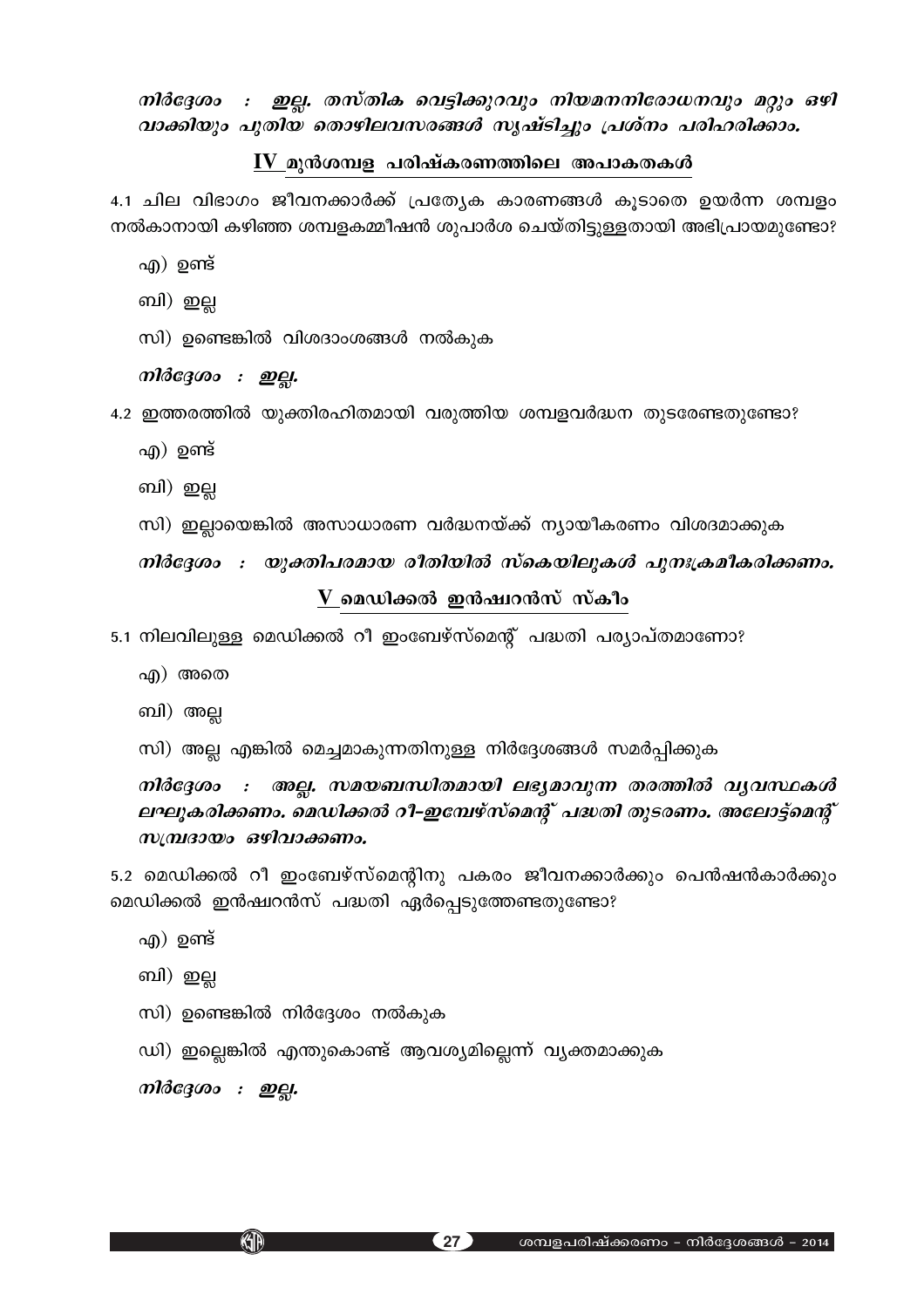***നിർദ്ദേശം : ഇല്ല. തസ്തിക വെട്ടിക്കുറവും നിയമനനിരോധനവും മറ്റും ഒഴിവാക്കിയും പുതിയ തൊഴിലവസരങ്ങൾ സൃഷ്ടിച്ചും പ്രശ്നം പരിഹരിക്കാം.***

## IV മുൻശമ്പള പരിഷ്കരണത്തിലെ അപാകതകൾ

4.1 ചില വിഭാഗം ജീവനക്കാർക്ക് പ്രത്യേക കാരണങ്ങൾ കൂടാതെ ഉയർന്ന ശമ്പളം നൽകാനായി കഴിഞ്ഞ ശമ്പളകമ്മീഷൻ ശുപാർശ ചെയ്തിട്ടുള്ളതായി അഭിപ്രായമുണ്ടോ?

എ) ഉണ്ട്

ബി) ഇല്ല

സി) ഉണ്ടെങ്കിൽ വിശദാംശങ്ങൾ നൽകുക

***നിർദ്ദേശം : ഇല്ല.***

4.2 ഇത്തരത്തിൽ യുക്തിരഹിതമായി വരുത്തിയ ശമ്പളവർദ്ധന തുടരേണ്ടതുണ്ടോ?

എ) ഉണ്ട്

ബി) ഇല്ല

സി) ഇല്ലായെങ്കിൽ അസാധാരണ വർദ്ധനയ്ക്ക് ന്യായീകരണം വിശദമാക്കുക

***നിർദ്ദേശം : യുക്തിപരമായ രീതിയിൽ സ്കെയിലുകൾ പുനഃക്രമീകരിക്കണം.***

## V മെഡിക്കൽ ഇൻഷ്വറൻസ് സ്കീം

5.1 നിലവിലുള്ള മെഡിക്കൽ റീ ഇംബേഴ്സ്മെന്റ് പദ്ധതി പര്യാപ്തമാണോ?

എ) അതെ

ബി) അല്ല

സി) അല്ല എങ്കിൽ മെച്ചമാകുന്നതിനുള്ള നിർദ്ദേശങ്ങൾ സമർപ്പിക്കുക

***നിർദ്ദേശം : അല്ല. സമയബന്ധിതമായി ലഭ്യമാവുന്ന തരത്തിൽ വ്യവസ്ഥകൾ ലഘൂകരിക്കണം. മെഡിക്കൽ റീ-ഇമ്പേഴ്സ്മെന്റ് പദ്ധതി തുടരണം. അലോട്ട്മെന്റ് സമ്പ്രദായം ഒഴിവാക്കണം.***

5.2 മെഡിക്കൽ റീ ഇംബേഴ്സ്മെന്റിനു പകരം ജീവനക്കാർക്കും പെൻഷൻകാർക്കും മെഡിക്കൽ ഇൻഷ്വറൻസ് പദ്ധതി ഏർപ്പെടുത്തേണ്ടതുണ്ടോ?

എ) ഉണ്ട്

ബി) ഇല്ല

സി) ഉണ്ടെങ്കിൽ നിർദ്ദേശം നൽകുക

ഡി) ഇല്ലെങ്കിൽ എന്തുകൊണ്ട് ആവശ്യമില്ലെന്ന് വ്യക്തമാക്കുക

***നിർദ്ദേശം : ഇല്ല.***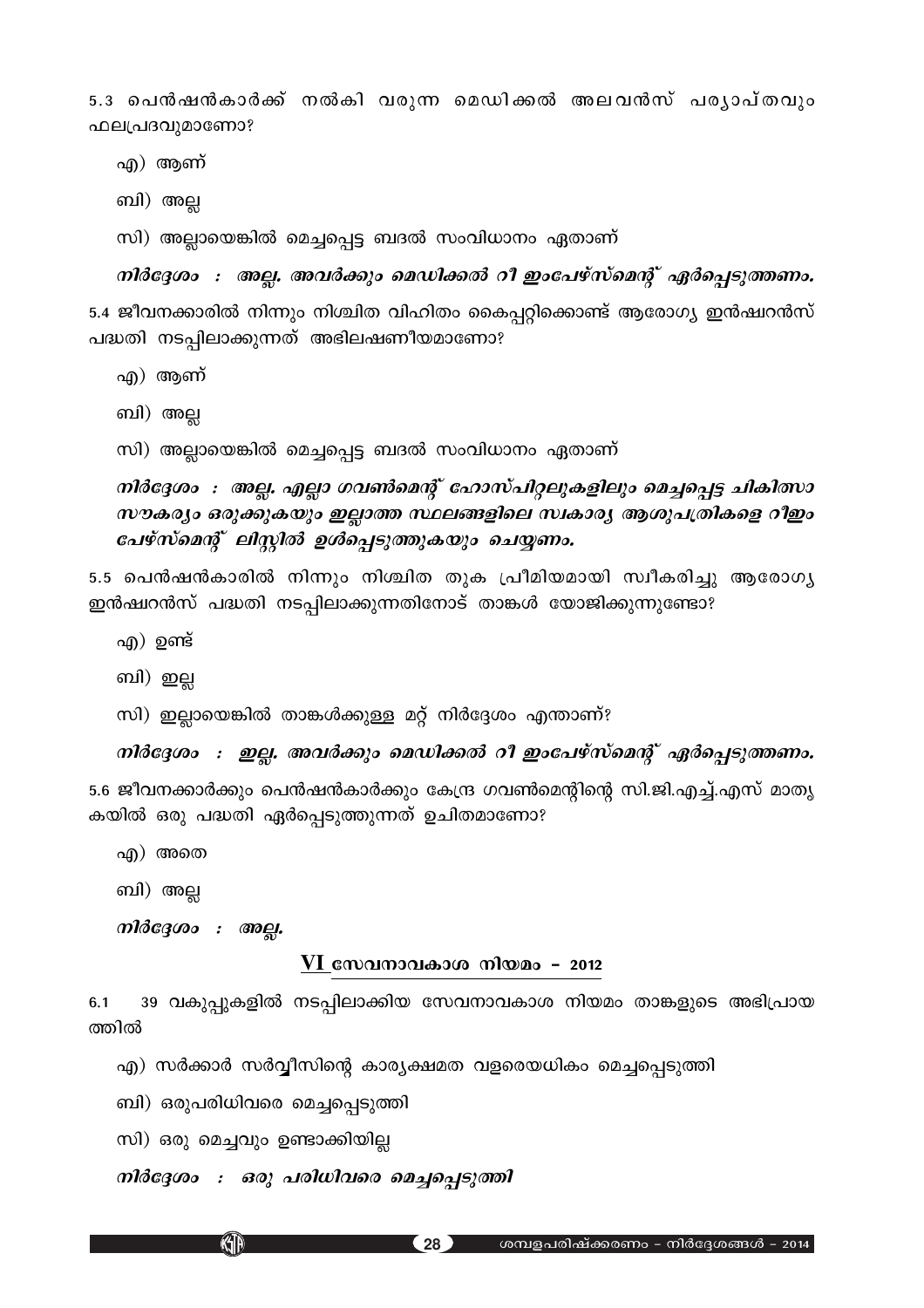5.3 പെൻഷൻകാർക്ക് നൽകി വരുന്ന മെഡിക്കൽ അലവൻസ് പര്യാപ്തവും ഫലപ്രദവുമാണോ?

എ) ആണ്

ബി) അല്ല

സി) അല്ലായെങ്കിൽ മെച്ചപ്പെട്ട ബദൽ സംവിധാനം ഏതാണ്

***നിർദ്ദേശം : അല്ല. അവർക്കും മെഡിക്കൽ റീ ഇംപേഴ്സ്മെന്റ് ഏർപ്പെടുത്തണം.***

5.4 ജീവനക്കാരിൽ നിന്നും നിശ്ചിത വിഹിതം കൈപ്പറ്റിക്കൊണ്ട് ആരോഗ്യ ഇൻഷ്വറൻസ് പദ്ധതി നടപ്പിലാക്കുന്നത് അഭിലഷണീയമാണോ?

എ) ആണ്

ബി) അല്ല

സി) അല്ലായെങ്കിൽ മെച്ചപ്പെട്ട ബദൽ സംവിധാനം ഏതാണ്

***നിർദ്ദേശം : അല്ല. എല്ലാ ഗവൺമെന്റ് ഹോസ്പിറ്റലുകളിലും മെച്ചപ്പെട്ട ചികിത്സാ സൗകര്യം ഒരുക്കുകയും ഇല്ലാത്ത സ്ഥലങ്ങളിലെ സ്വകാര്യ ആശുപത്രികളെ റീഇം പേഴ്സ്മെന്റ് ലിസ്റ്റിൽ ഉൾപ്പെടുത്തുകയും ചെയ്യണം.***

5.5 പെൻഷൻകാരിൽ നിന്നും നിശ്ചിത തുക പ്രീമിയമായി സ്വീകരിച്ചു ആരോഗ്യ ഇൻഷ്വറൻസ് പദ്ധതി നടപ്പിലാക്കുന്നതിനോട് താങ്കൾ യോജിക്കുന്നുണ്ടോ?

എ) ഉണ്ട്

ബി) ഇല്ല

സി) ഇല്ലായെങ്കിൽ താങ്കൾക്കുള്ള മറ്റ് നിർദ്ദേശം എന്താണ്?

***നിർദ്ദേശം : ഇല്ല. അവർക്കും മെഡിക്കൽ റീ ഇംപേഴ്സ്മെന്റ് ഏർപ്പെടുത്തണം.***

5.6 ജീവനക്കാർക്കും പെൻഷൻകാർക്കും കേന്ദ്ര ഗവൺമെന്റിന്റെ സി.ജി.എച്ച്.എസ് മാതൃകയിൽ ഒരു പദ്ധതി ഏർപ്പെടുത്തുന്നത് ഉചിതമാണോ?

എ) അതെ

ബി) അല്ല

***നിർദ്ദേശം : അല്ല.***

## VI സേവനാവകാശ നിയമം - 2012

6.1 39 വകുപ്പുകളിൽ നടപ്പിലാക്കിയ സേവനാവകാശ നിയമം താങ്കളുടെ അഭിപ്രായത്തിൽ

എ) സർക്കാർ സർവ്വീസിന്റെ കാര്യക്ഷമത വളരെയധികം മെച്ചപ്പെടുത്തി

ബി) ഒരുപരിധിവരെ മെച്ചപ്പെടുത്തി

സി) ഒരു മെച്ചവും ഉണ്ടാക്കിയില്ല

***നിർദ്ദേശം : ഒരു പരിധിവരെ മെച്ചപ്പെടുത്തി***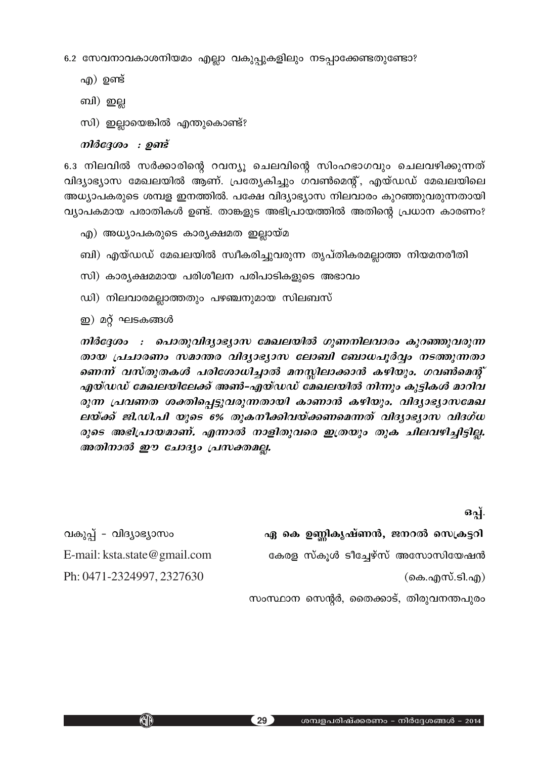6.2 സേവനാവകാശനിയമം എല്ലാ വകുപ്പുകളിലും നടപ്പാക്കേണ്ടതുണ്ടോ?

എ) ഉണ്ട്

ബി) ഇല്ല

സി) ഇല്ലായെങ്കിൽ എന്തുകൊണ്ട്?

***നിർദ്ദേശം : ഉണ്ട്***

6.3 നിലവിൽ സർക്കാരിന്റെ റവന്യൂ ചെലവിന്റെ സിംഹഭാഗവും ചെലവഴിക്കുന്നത് വിദ്യാഭ്യാസ മേഖലയിൽ ആണ്. പ്രത്യേകിച്ചും ഗവൺമെന്റ്, എയ്ഡഡ് മേഖലയിലെ അധ്യാപകരുടെ ശമ്പള ഇനത്തിൽ. പക്ഷേ വിദ്യാഭ്യാസ നിലവാരം കുറഞ്ഞുവരുന്നതായി വ്യാപകമായ പരാതികൾ ഉണ്ട്. താങ്കളുടെ അഭിപ്രായത്തിൽ അതിന്റെ പ്രധാന കാരണം?

എ) അധ്യാപകരുടെ കാര്യക്ഷമത ഇല്ലായ്മ

ബി) എയ്ഡഡ് മേഖലയിൽ സ്വീകരിച്ചുവരുന്ന തൃപ്തികരമല്ലാത്ത നിയമനരീതി

സി) കാര്യക്ഷമമായ പരിശീലന പരിപാടികളുടെ അഭാവം

ഡി) നിലവാരമല്ലാത്തതും പഴഞ്ചനുമായ സിലബസ്

ഇ) മറ്റ് ഘടകങ്ങൾ

***നിർദ്ദേശം : പൊതുവിദ്യാഭ്യാസ മേഖലയിൽ ഗുണനിലവാരം കുറഞ്ഞുവരുന്നതായ പ്രചാരണം സമാന്തര വിദ്യാഭ്യാസ ലോബി ബോധപൂർവ്വം നടത്തുന്നതാണെന്ന് വസ്തുതകൾ പരിശോധിച്ചാൽ മനസ്സിലാക്കാൻ കഴിയും. ഗവൺമെന്റ് എയ്ഡഡ് മേഖലയിലേക്ക് അൺ-എയ്ഡഡ് മേഖലയിൽ നിന്നും കുട്ടികൾ മാറിവരുന്ന പ്രവണത ശക്തിപ്പെട്ടുവരുന്നതായി കാണാൻ കഴിയും. വിദ്യാഭ്യാസമേഖലയ്ക്ക് ജി.ഡി.പി യുടെ 6% തുകനീക്കിവയ്ക്കണമെന്നത് വിദ്യാഭ്യാസ വിദഗ്ധരുടെ അഭിപ്രായമാണ്. എന്നാൽ നാളിതുവരെ ഇത്രയും തുക ചിലവഴിച്ചിട്ടില്ല. അതിനാൽ ഈ ചോദ്യം പ്രസക്തമല്ല.***

ഒപ്പ്.

**ഏ കെ ഉണ്ണികൃഷ്ണൻ, ജനറൽ സെക്രട്ടറി**

കേരള സ്കൂൾ ടീച്ചേഴ്സ് അസോസിയേഷൻ

(കെ.എസ്.ടി.എ)

സംസ്ഥാന സെന്റർ, തൈക്കാട്, തിരുവനന്തപുരം

വകുപ്പ് - വിദ്യാഭ്യാസം

E-mail: ksta.state@gmail.com

Ph: 0471-2324997, 2327630